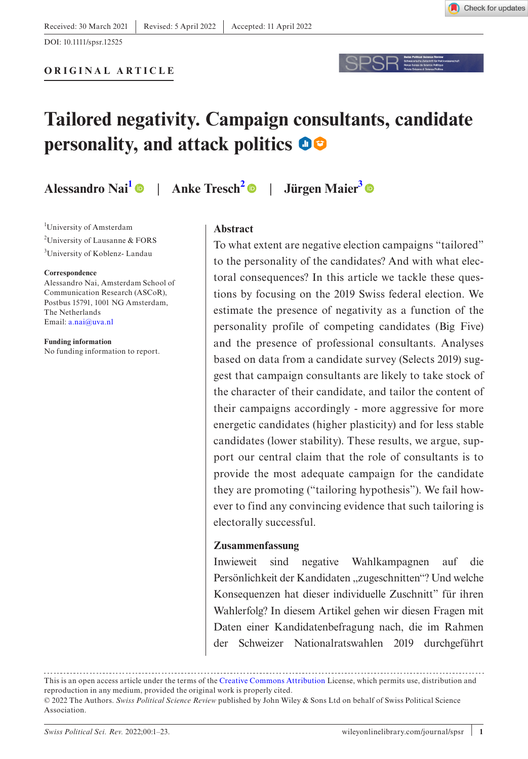Received: 30 March 2021 | Revised: 5 April 2022 | Accepted: 11 April 2022

DOI: 10.1111/spsr.12525

ORIGINAL ARTICLE

# Tailored negativity. Campaign consultants, candidate personality, and attack politics

**Alessandro Nai**[1] | **Anke Tresch**[2] | **Jürgen Maier**[3]

[1]University of Amsterdam
[2]University of Lausanne & FORS
[3]University of Koblenz- Landau

**Correspondence**
Alessandro Nai, Amsterdam School of Communication Research (ASCoR), Postbus 15791, 1001 NG Amsterdam, The Netherlands
Email: a.nai@uva.nl

**Funding information**
No funding information to report.

## Abstract

To what extent are negative election campaigns "tailored" to the personality of the candidates? And with what electoral consequences? In this article we tackle these questions by focusing on the 2019 Swiss federal election. We estimate the presence of negativity as a function of the personality profile of competing candidates (Big Five) and the presence of professional consultants. Analyses based on data from a candidate survey (Selects 2019) suggest that campaign consultants are likely to take stock of the character of their candidate, and tailor the content of their campaigns accordingly - more aggressive for more energetic candidates (higher plasticity) and for less stable candidates (lower stability). These results, we argue, support our central claim that the role of consultants is to provide the most adequate campaign for the candidate they are promoting ("tailoring hypothesis"). We fail however to find any convincing evidence that such tailoring is electorally successful.

## Zusammenfassung

Inwieweit sind negative Wahlkampagnen auf die Persönlichkeit der Kandidaten „zugeschnitten"? Und welche Konsequenzen hat dieser individuelle Zuschnitt" für ihren Wahlerfolg? In diesem Artikel gehen wir diesen Fragen mit Daten einer Kandidatenbefragung nach, die im Rahmen der Schweizer Nationalratswahlen 2019 durchgeführt

---

This is an open access article under the terms of the Creative Commons Attribution License, which permits use, distribution and reproduction in any medium, provided the original work is properly cited.
© 2022 The Authors. *Swiss Political Science Review* published by John Wiley & Sons Ltd on behalf of Swiss Political Science Association.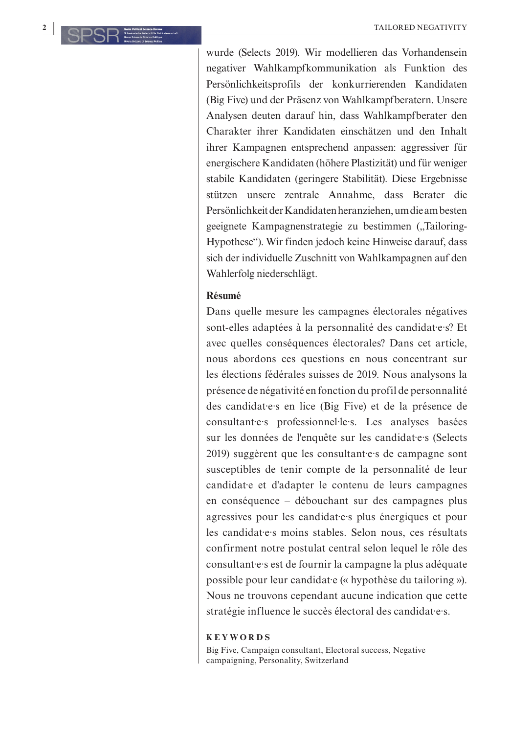wurde (Selects 2019). Wir modellieren das Vorhandensein negativer Wahlkampfkommunikation als Funktion des Persönlichkeitsprofils der konkurrierenden Kandidaten (Big Five) und der Präsenz von Wahlkampfberatern. Unsere Analysen deuten darauf hin, dass Wahlkampfberater den Charakter ihrer Kandidaten einschätzen und den Inhalt ihrer Kampagnen entsprechend anpassen: aggressiver für energischere Kandidaten (höhere Plastizität) und für weniger stabile Kandidaten (geringere Stabilität). Diese Ergebnisse stützen unsere zentrale Annahme, dass Berater die Persönlichkeit der Kandidaten heranziehen, um die am besten geeignete Kampagnenstrategie zu bestimmen („Tailoring-Hypothese"). Wir finden jedoch keine Hinweise darauf, dass sich der individuelle Zuschnitt von Wahlkampagnen auf den Wahlerfolg niederschlägt.

**Résumé**

Dans quelle mesure les campagnes électorales négatives sont-elles adaptées à la personnalité des candidat·e·s? Et avec quelles conséquences électorales? Dans cet article, nous abordons ces questions en nous concentrant sur les élections fédérales suisses de 2019. Nous analysons la présence de négativité en fonction du profil de personnalité des candidat·e·s en lice (Big Five) et de la présence de consultant·e·s professionnel·le·s. Les analyses basées sur les données de l'enquête sur les candidat·e·s (Selects 2019) suggèrent que les consultant·e·s de campagne sont susceptibles de tenir compte de la personnalité de leur candidat·e et d'adapter le contenu de leurs campagnes en conséquence – débouchant sur des campagnes plus agressives pour les candidat·e·s plus énergiques et pour les candidat·e·s moins stables. Selon nous, ces résultats confirment notre postulat central selon lequel le rôle des consultant·e·s est de fournir la campagne la plus adéquate possible pour leur candidat·e (« hypothèse du tailoring »). Nous ne trouvons cependant aucune indication que cette stratégie influence le succès électoral des candidat·e·s.

**KEYWORDS**

Big Five, Campaign consultant, Electoral success, Negative campaigning, Personality, Switzerland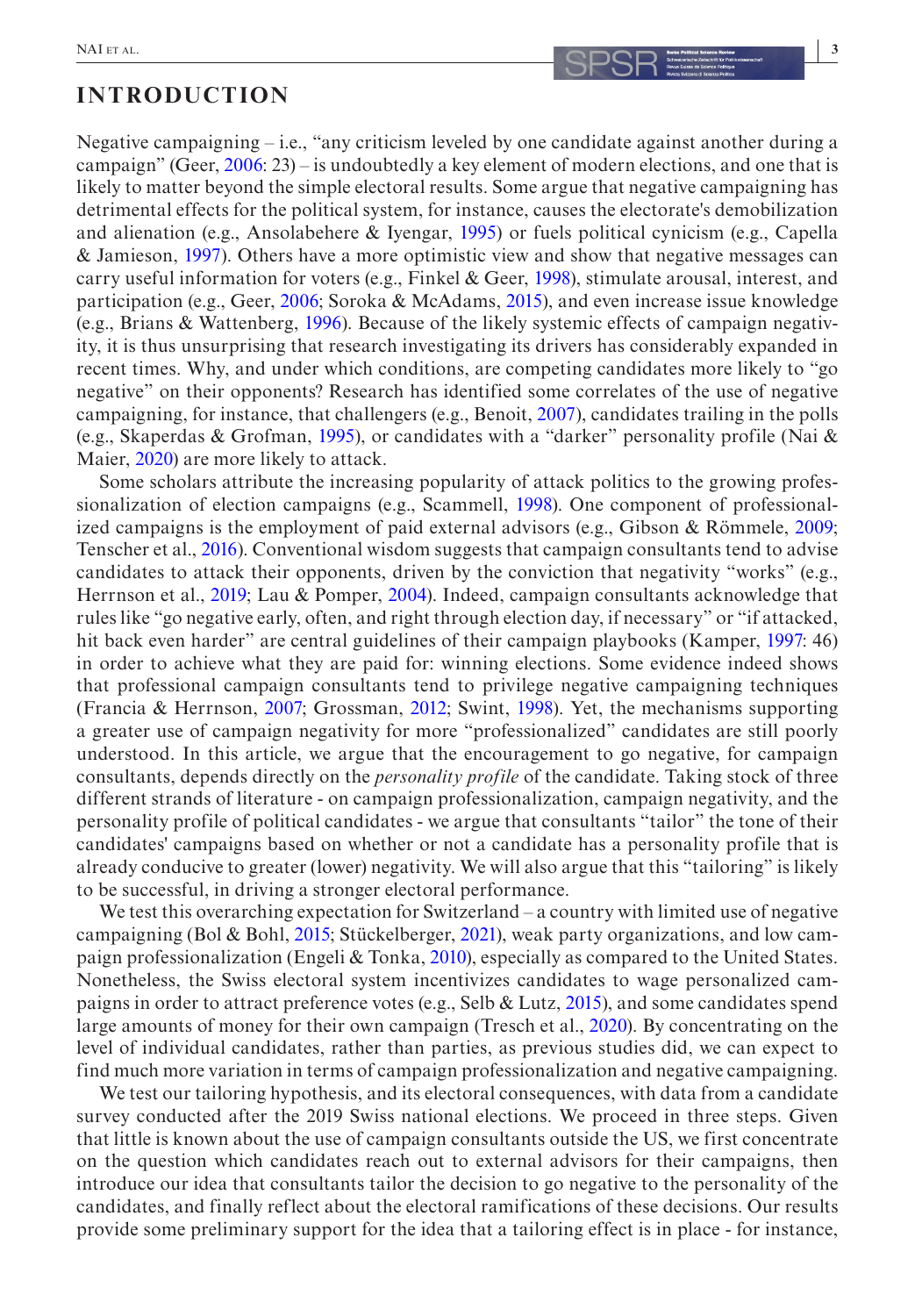# INTRODUCTION

Negative campaigning – i.e., "any criticism leveled by one candidate against another during a campaign" (Geer, 2006: 23) – is undoubtedly a key element of modern elections, and one that is likely to matter beyond the simple electoral results. Some argue that negative campaigning has detrimental effects for the political system, for instance, causes the electorate's demobilization and alienation (e.g., Ansolabehere & Iyengar, 1995) or fuels political cynicism (e.g., Capella & Jamieson, 1997). Others have a more optimistic view and show that negative messages can carry useful information for voters (e.g., Finkel & Geer, 1998), stimulate arousal, interest, and participation (e.g., Geer, 2006; Soroka & McAdams, 2015), and even increase issue knowledge (e.g., Brians & Wattenberg, 1996). Because of the likely systemic effects of campaign negativity, it is thus unsurprising that research investigating its drivers has considerably expanded in recent times. Why, and under which conditions, are competing candidates more likely to "go negative" on their opponents? Research has identified some correlates of the use of negative campaigning, for instance, that challengers (e.g., Benoit, 2007), candidates trailing in the polls (e.g., Skaperdas & Grofman, 1995), or candidates with a "darker" personality profile (Nai & Maier, 2020) are more likely to attack.

Some scholars attribute the increasing popularity of attack politics to the growing professionalization of election campaigns (e.g., Scammell, 1998). One component of professionalized campaigns is the employment of paid external advisors (e.g., Gibson & Römmele, 2009; Tenscher et al., 2016). Conventional wisdom suggests that campaign consultants tend to advise candidates to attack their opponents, driven by the conviction that negativity "works" (e.g., Herrnson et al., 2019; Lau & Pomper, 2004). Indeed, campaign consultants acknowledge that rules like "go negative early, often, and right through election day, if necessary" or "if attacked, hit back even harder" are central guidelines of their campaign playbooks (Kamper, 1997: 46) in order to achieve what they are paid for: winning elections. Some evidence indeed shows that professional campaign consultants tend to privilege negative campaigning techniques (Francia & Herrnson, 2007; Grossman, 2012; Swint, 1998). Yet, the mechanisms supporting a greater use of campaign negativity for more "professionalized" candidates are still poorly understood. In this article, we argue that the encouragement to go negative, for campaign consultants, depends directly on the *personality profile* of the candidate. Taking stock of three different strands of literature - on campaign professionalization, campaign negativity, and the personality profile of political candidates - we argue that consultants "tailor" the tone of their candidates' campaigns based on whether or not a candidate has a personality profile that is already conducive to greater (lower) negativity. We will also argue that this "tailoring" is likely to be successful, in driving a stronger electoral performance.

We test this overarching expectation for Switzerland – a country with limited use of negative campaigning (Bol & Bohl, 2015; Stückelberger, 2021), weak party organizations, and low campaign professionalization (Engeli & Tonka, 2010), especially as compared to the United States. Nonetheless, the Swiss electoral system incentivizes candidates to wage personalized campaigns in order to attract preference votes (e.g., Selb & Lutz, 2015), and some candidates spend large amounts of money for their own campaign (Tresch et al., 2020). By concentrating on the level of individual candidates, rather than parties, as previous studies did, we can expect to find much more variation in terms of campaign professionalization and negative campaigning.

We test our tailoring hypothesis, and its electoral consequences, with data from a candidate survey conducted after the 2019 Swiss national elections. We proceed in three steps. Given that little is known about the use of campaign consultants outside the US, we first concentrate on the question which candidates reach out to external advisors for their campaigns, then introduce our idea that consultants tailor the decision to go negative to the personality of the candidates, and finally reflect about the electoral ramifications of these decisions. Our results provide some preliminary support for the idea that a tailoring effect is in place - for instance,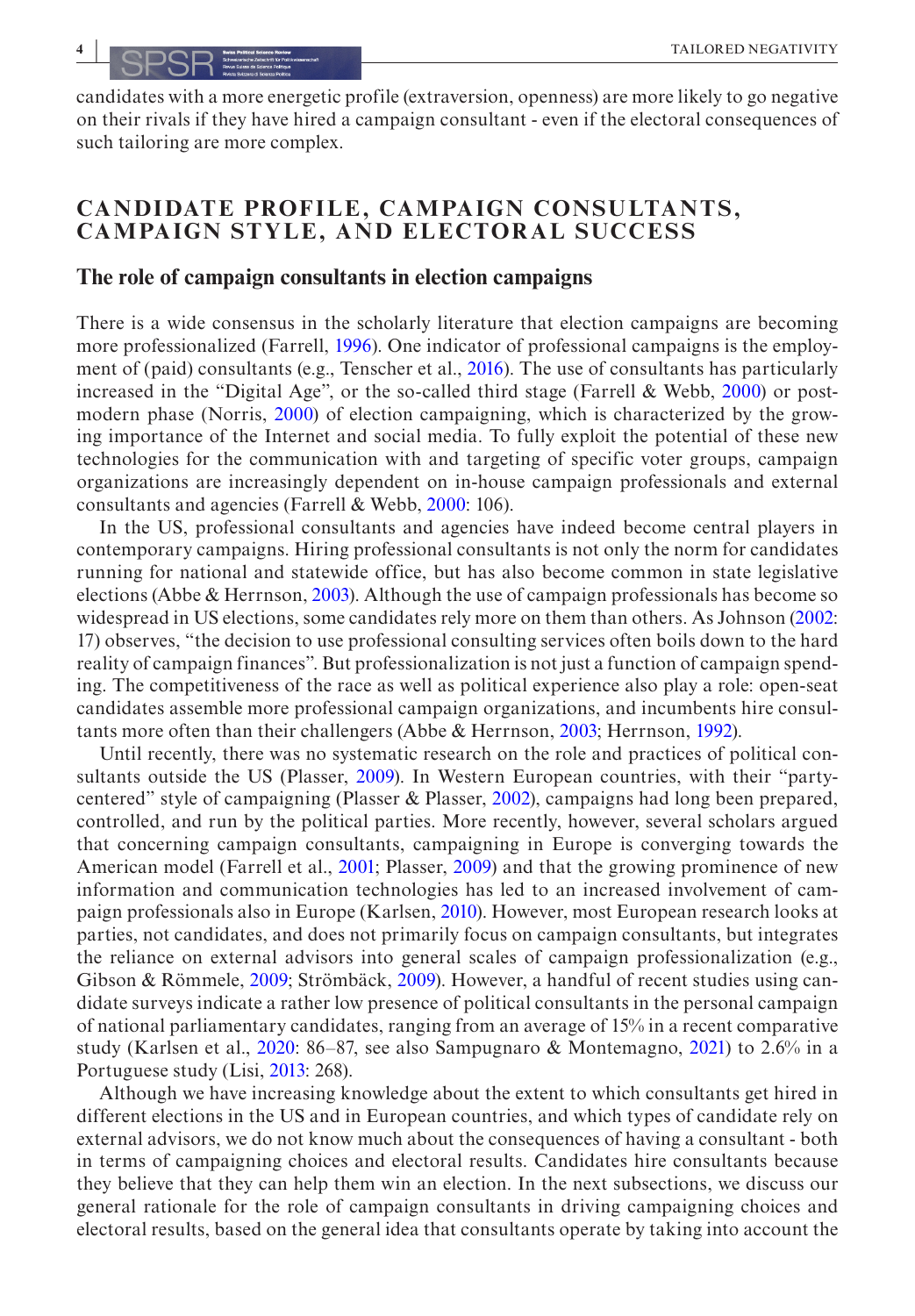candidates with a more energetic profile (extraversion, openness) are more likely to go negative on their rivals if they have hired a campaign consultant - even if the electoral consequences of such tailoring are more complex.

## CANDIDATE PROFILE, CAMPAIGN CONSULTANTS, CAMPAIGN STYLE, AND ELECTORAL SUCCESS

### The role of campaign consultants in election campaigns

There is a wide consensus in the scholarly literature that election campaigns are becoming more professionalized (Farrell, 1996). One indicator of professional campaigns is the employment of (paid) consultants (e.g., Tenscher et al., 2016). The use of consultants has particularly increased in the "Digital Age", or the so-called third stage (Farrell & Webb, 2000) or postmodern phase (Norris, 2000) of election campaigning, which is characterized by the growing importance of the Internet and social media. To fully exploit the potential of these new technologies for the communication with and targeting of specific voter groups, campaign organizations are increasingly dependent on in-house campaign professionals and external consultants and agencies (Farrell & Webb, 2000: 106).

In the US, professional consultants and agencies have indeed become central players in contemporary campaigns. Hiring professional consultants is not only the norm for candidates running for national and statewide office, but has also become common in state legislative elections (Abbe & Herrnson, 2003). Although the use of campaign professionals has become so widespread in US elections, some candidates rely more on them than others. As Johnson (2002: 17) observes, "the decision to use professional consulting services often boils down to the hard reality of campaign finances". But professionalization is not just a function of campaign spending. The competitiveness of the race as well as political experience also play a role: open-seat candidates assemble more professional campaign organizations, and incumbents hire consultants more often than their challengers (Abbe & Herrnson, 2003; Herrnson, 1992).

Until recently, there was no systematic research on the role and practices of political consultants outside the US (Plasser, 2009). In Western European countries, with their "party-centered" style of campaigning (Plasser & Plasser, 2002), campaigns had long been prepared, controlled, and run by the political parties. More recently, however, several scholars argued that concerning campaign consultants, campaigning in Europe is converging towards the American model (Farrell et al., 2001; Plasser, 2009) and that the growing prominence of new information and communication technologies has led to an increased involvement of campaign professionals also in Europe (Karlsen, 2010). However, most European research looks at parties, not candidates, and does not primarily focus on campaign consultants, but integrates the reliance on external advisors into general scales of campaign professionalization (e.g., Gibson & Römmele, 2009; Strömbäck, 2009). However, a handful of recent studies using candidate surveys indicate a rather low presence of political consultants in the personal campaign of national parliamentary candidates, ranging from an average of 15% in a recent comparative study (Karlsen et al., 2020: 86–87, see also Sampugnaro & Montemagno, 2021) to 2.6% in a Portuguese study (Lisi, 2013: 268).

Although we have increasing knowledge about the extent to which consultants get hired in different elections in the US and in European countries, and which types of candidate rely on external advisors, we do not know much about the consequences of having a consultant - both in terms of campaigning choices and electoral results. Candidates hire consultants because they believe that they can help them win an election. In the next subsections, we discuss our general rationale for the role of campaign consultants in driving campaigning choices and electoral results, based on the general idea that consultants operate by taking into account the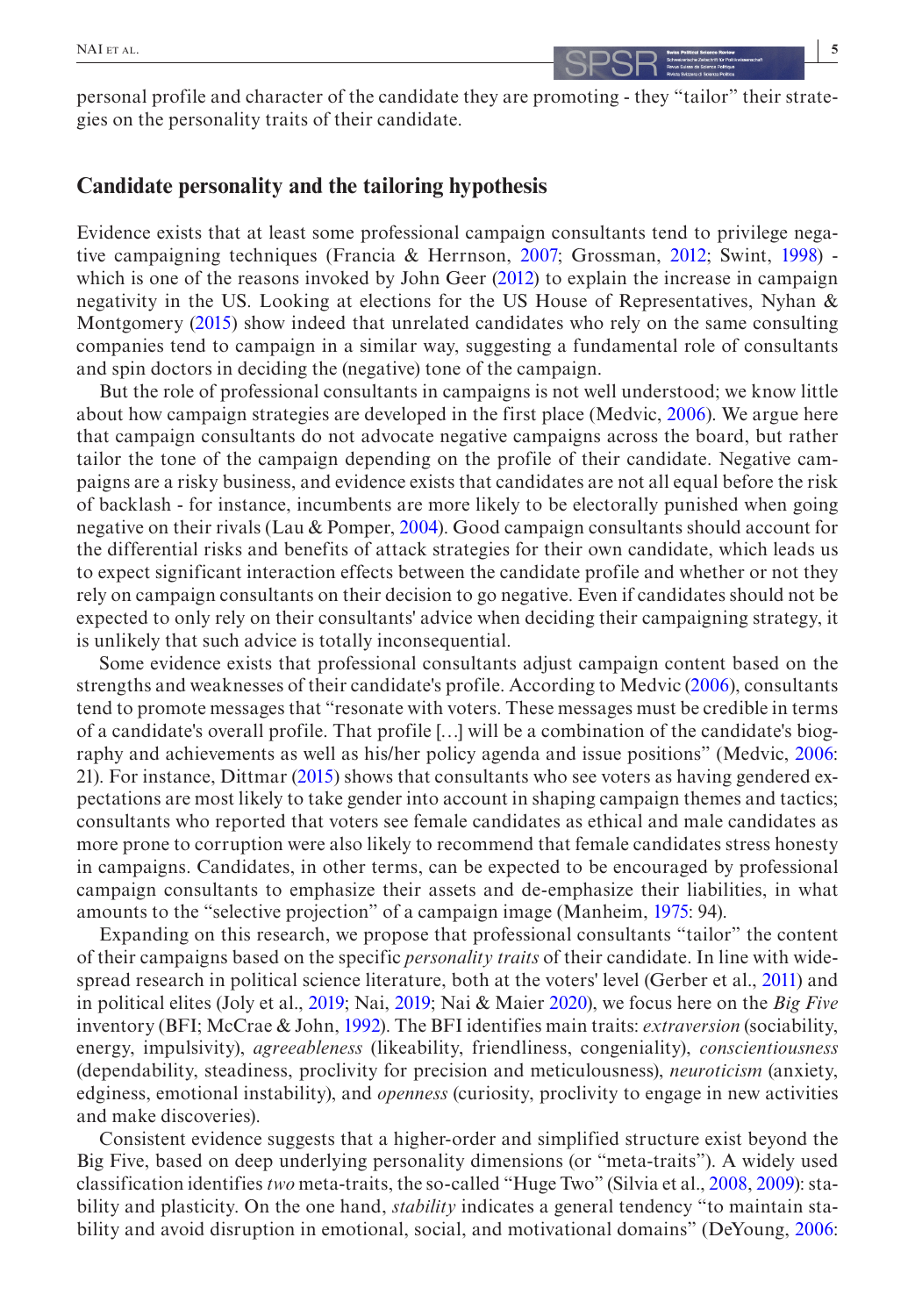personal profile and character of the candidate they are promoting - they "tailor" their strategies on the personality traits of their candidate.

## Candidate personality and the tailoring hypothesis

Evidence exists that at least some professional campaign consultants tend to privilege negative campaigning techniques (Francia & Herrnson, 2007; Grossman, 2012; Swint, 1998) - which is one of the reasons invoked by John Geer (2012) to explain the increase in campaign negativity in the US. Looking at elections for the US House of Representatives, Nyhan & Montgomery (2015) show indeed that unrelated candidates who rely on the same consulting companies tend to campaign in a similar way, suggesting a fundamental role of consultants and spin doctors in deciding the (negative) tone of the campaign.

But the role of professional consultants in campaigns is not well understood; we know little about how campaign strategies are developed in the first place (Medvic, 2006). We argue here that campaign consultants do not advocate negative campaigns across the board, but rather tailor the tone of the campaign depending on the profile of their candidate. Negative campaigns are a risky business, and evidence exists that candidates are not all equal before the risk of backlash - for instance, incumbents are more likely to be electorally punished when going negative on their rivals (Lau & Pomper, 2004). Good campaign consultants should account for the differential risks and benefits of attack strategies for their own candidate, which leads us to expect significant interaction effects between the candidate profile and whether or not they rely on campaign consultants on their decision to go negative. Even if candidates should not be expected to only rely on their consultants' advice when deciding their campaigning strategy, it is unlikely that such advice is totally inconsequential.

Some evidence exists that professional consultants adjust campaign content based on the strengths and weaknesses of their candidate's profile. According to Medvic (2006), consultants tend to promote messages that "resonate with voters. These messages must be credible in terms of a candidate's overall profile. That profile […] will be a combination of the candidate's biography and achievements as well as his/her policy agenda and issue positions" (Medvic, 2006: 21). For instance, Dittmar (2015) shows that consultants who see voters as having gendered expectations are most likely to take gender into account in shaping campaign themes and tactics; consultants who reported that voters see female candidates as ethical and male candidates as more prone to corruption were also likely to recommend that female candidates stress honesty in campaigns. Candidates, in other terms, can be expected to be encouraged by professional campaign consultants to emphasize their assets and de-emphasize their liabilities, in what amounts to the "selective projection" of a campaign image (Manheim, 1975: 94).

Expanding on this research, we propose that professional consultants "tailor" the content of their campaigns based on the specific *personality traits* of their candidate. In line with widespread research in political science literature, both at the voters' level (Gerber et al., 2011) and in political elites (Joly et al., 2019; Nai, 2019; Nai & Maier 2020), we focus here on the *Big Five* inventory (BFI; McCrae & John, 1992). The BFI identifies main traits: *extraversion* (sociability, energy, impulsivity), *agreeableness* (likeability, friendliness, congeniality), *conscientiousness* (dependability, steadiness, proclivity for precision and meticulousness), *neuroticism* (anxiety, edginess, emotional instability), and *openness* (curiosity, proclivity to engage in new activities and make discoveries).

Consistent evidence suggests that a higher-order and simplified structure exist beyond the Big Five, based on deep underlying personality dimensions (or "meta-traits"). A widely used classification identifies *two* meta-traits, the so-called "Huge Two" (Silvia et al., 2008, 2009): stability and plasticity. On the one hand, *stability* indicates a general tendency "to maintain stability and avoid disruption in emotional, social, and motivational domains" (DeYoung, 2006: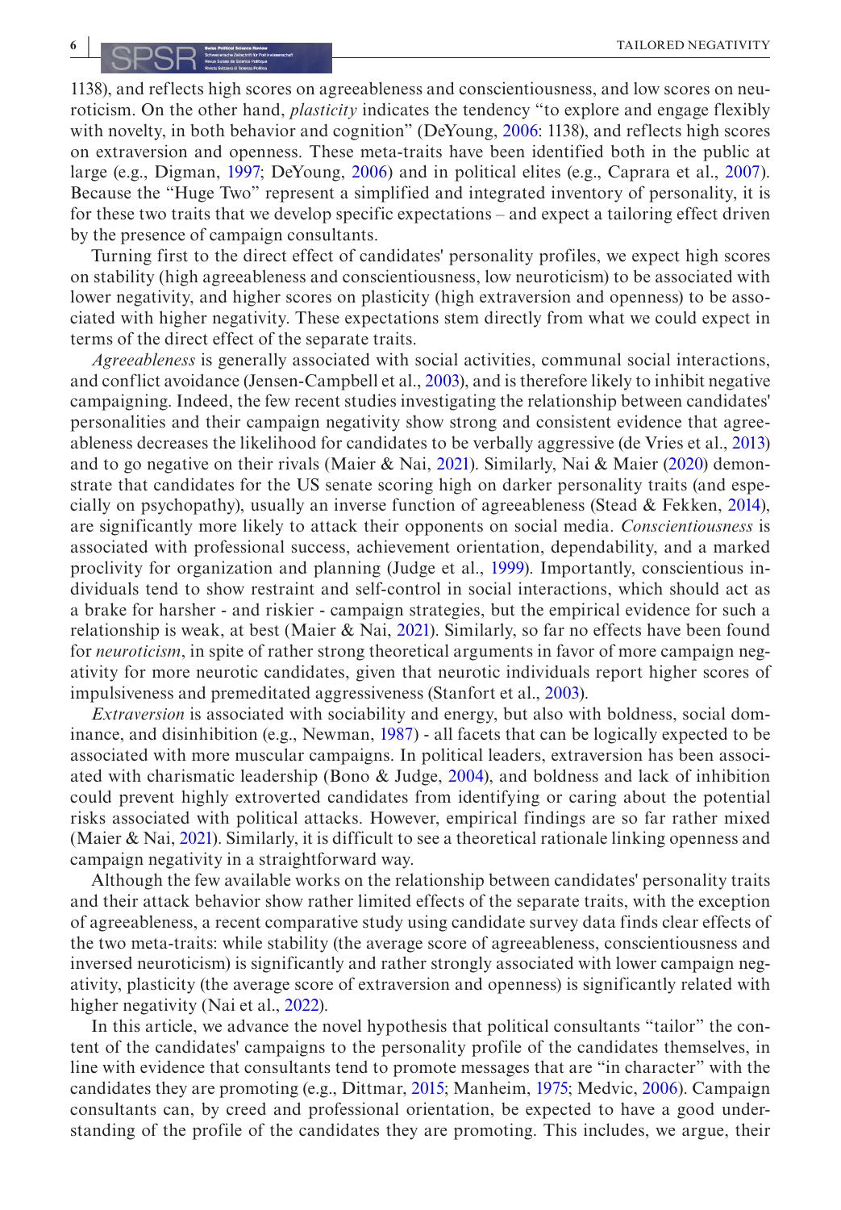1138), and reflects high scores on agreeableness and conscientiousness, and low scores on neuroticism. On the other hand, *plasticity* indicates the tendency "to explore and engage flexibly with novelty, in both behavior and cognition" (DeYoung, 2006: 1138), and reflects high scores on extraversion and openness. These meta-traits have been identified both in the public at large (e.g., Digman, 1997; DeYoung, 2006) and in political elites (e.g., Caprara et al., 2007). Because the "Huge Two" represent a simplified and integrated inventory of personality, it is for these two traits that we develop specific expectations – and expect a tailoring effect driven by the presence of campaign consultants.

Turning first to the direct effect of candidates' personality profiles, we expect high scores on stability (high agreeableness and conscientiousness, low neuroticism) to be associated with lower negativity, and higher scores on plasticity (high extraversion and openness) to be associated with higher negativity. These expectations stem directly from what we could expect in terms of the direct effect of the separate traits.

*Agreeableness* is generally associated with social activities, communal social interactions, and conflict avoidance (Jensen-Campbell et al., 2003), and is therefore likely to inhibit negative campaigning. Indeed, the few recent studies investigating the relationship between candidates' personalities and their campaign negativity show strong and consistent evidence that agreeableness decreases the likelihood for candidates to be verbally aggressive (de Vries et al., 2013) and to go negative on their rivals (Maier & Nai, 2021). Similarly, Nai & Maier (2020) demonstrate that candidates for the US senate scoring high on darker personality traits (and especially on psychopathy), usually an inverse function of agreeableness (Stead & Fekken, 2014), are significantly more likely to attack their opponents on social media. *Conscientiousness* is associated with professional success, achievement orientation, dependability, and a marked proclivity for organization and planning (Judge et al., 1999). Importantly, conscientious individuals tend to show restraint and self-control in social interactions, which should act as a brake for harsher - and riskier - campaign strategies, but the empirical evidence for such a relationship is weak, at best (Maier & Nai, 2021). Similarly, so far no effects have been found for *neuroticism*, in spite of rather strong theoretical arguments in favor of more campaign negativity for more neurotic candidates, given that neurotic individuals report higher scores of impulsiveness and premeditated aggressiveness (Stanfort et al., 2003).

*Extraversion* is associated with sociability and energy, but also with boldness, social dominance, and disinhibition (e.g., Newman, 1987) - all facets that can be logically expected to be associated with more muscular campaigns. In political leaders, extraversion has been associated with charismatic leadership (Bono & Judge, 2004), and boldness and lack of inhibition could prevent highly extroverted candidates from identifying or caring about the potential risks associated with political attacks. However, empirical findings are so far rather mixed (Maier & Nai, 2021). Similarly, it is difficult to see a theoretical rationale linking openness and campaign negativity in a straightforward way.

Although the few available works on the relationship between candidates' personality traits and their attack behavior show rather limited effects of the separate traits, with the exception of agreeableness, a recent comparative study using candidate survey data finds clear effects of the two meta-traits: while stability (the average score of agreeableness, conscientiousness and inversed neuroticism) is significantly and rather strongly associated with lower campaign negativity, plasticity (the average score of extraversion and openness) is significantly related with higher negativity (Nai et al., 2022).

In this article, we advance the novel hypothesis that political consultants "tailor" the content of the candidates' campaigns to the personality profile of the candidates themselves, in line with evidence that consultants tend to promote messages that are "in character" with the candidates they are promoting (e.g., Dittmar, 2015; Manheim, 1975; Medvic, 2006). Campaign consultants can, by creed and professional orientation, be expected to have a good understanding of the profile of the candidates they are promoting. This includes, we argue, their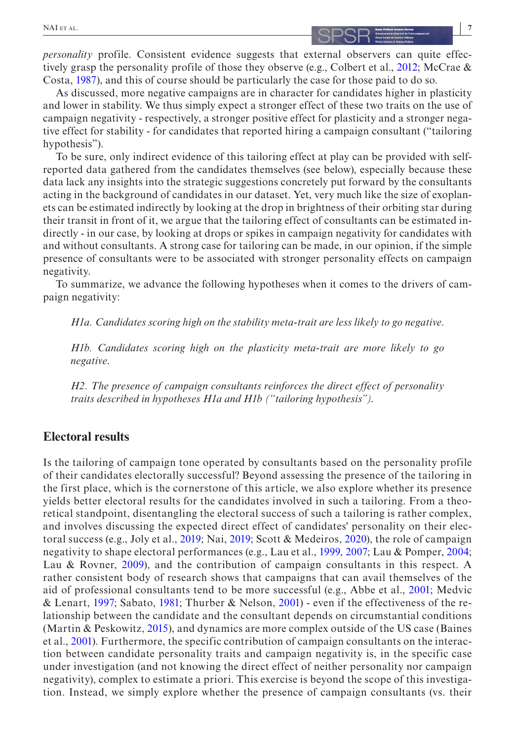*personality* profile. Consistent evidence suggests that external observers can quite effectively grasp the personality profile of those they observe (e.g., Colbert et al., 2012; McCrae & Costa, 1987), and this of course should be particularly the case for those paid to do so.

As discussed, more negative campaigns are in character for candidates higher in plasticity and lower in stability. We thus simply expect a stronger effect of these two traits on the use of campaign negativity - respectively, a stronger positive effect for plasticity and a stronger negative effect for stability - for candidates that reported hiring a campaign consultant ("tailoring hypothesis").

To be sure, only indirect evidence of this tailoring effect at play can be provided with self-reported data gathered from the candidates themselves (see below), especially because these data lack any insights into the strategic suggestions concretely put forward by the consultants acting in the background of candidates in our dataset. Yet, very much like the size of exoplanets can be estimated indirectly by looking at the drop in brightness of their orbiting star during their transit in front of it, we argue that the tailoring effect of consultants can be estimated indirectly - in our case, by looking at drops or spikes in campaign negativity for candidates with and without consultants. A strong case for tailoring can be made, in our opinion, if the simple presence of consultants were to be associated with stronger personality effects on campaign negativity.

To summarize, we advance the following hypotheses when it comes to the drivers of campaign negativity:

> *H1a. Candidates scoring high on the stability meta-trait are less likely to go negative.*
>
> *H1b. Candidates scoring high on the plasticity meta-trait are more likely to go negative.*
>
> *H2. The presence of campaign consultants reinforces the direct effect of personality traits described in hypotheses H1a and H1b ("tailoring hypothesis").*

## Electoral results

Is the tailoring of campaign tone operated by consultants based on the personality profile of their candidates electorally successful? Beyond assessing the presence of the tailoring in the first place, which is the cornerstone of this article, we also explore whether its presence yields better electoral results for the candidates involved in such a tailoring. From a theoretical standpoint, disentangling the electoral success of such a tailoring is rather complex, and involves discussing the expected direct effect of candidates' personality on their electoral success (e.g., Joly et al., 2019; Nai, 2019; Scott & Medeiros, 2020), the role of campaign negativity to shape electoral performances (e.g., Lau et al., 1999, 2007; Lau & Pomper, 2004; Lau & Rovner, 2009), and the contribution of campaign consultants in this respect. A rather consistent body of research shows that campaigns that can avail themselves of the aid of professional consultants tend to be more successful (e.g., Abbe et al., 2001; Medvic & Lenart, 1997; Sabato, 1981; Thurber & Nelson, 2001) - even if the effectiveness of the relationship between the candidate and the consultant depends on circumstantial conditions (Martin & Peskowitz, 2015), and dynamics are more complex outside of the US case (Baines et al., 2001). Furthermore, the specific contribution of campaign consultants on the interaction between candidate personality traits and campaign negativity is, in the specific case under investigation (and not knowing the direct effect of neither personality nor campaign negativity), complex to estimate a priori. This exercise is beyond the scope of this investigation. Instead, we simply explore whether the presence of campaign consultants (vs. their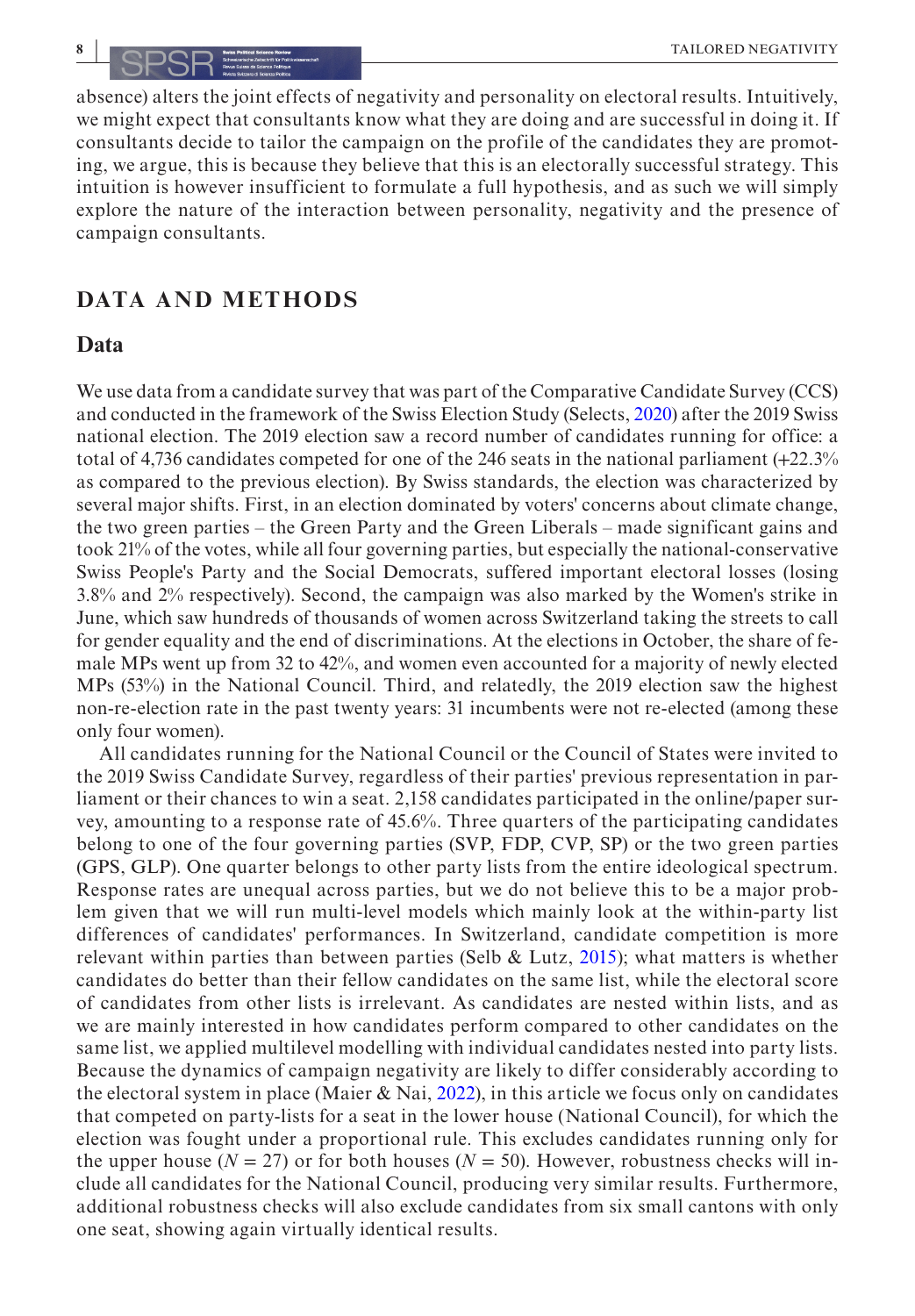absence) alters the joint effects of negativity and personality on electoral results. Intuitively, we might expect that consultants know what they are doing and are successful in doing it. If consultants decide to tailor the campaign on the profile of the candidates they are promoting, we argue, this is because they believe that this is an electorally successful strategy. This intuition is however insufficient to formulate a full hypothesis, and as such we will simply explore the nature of the interaction between personality, negativity and the presence of campaign consultants.

## DATA AND METHODS

### Data

We use data from a candidate survey that was part of the Comparative Candidate Survey (CCS) and conducted in the framework of the Swiss Election Study (Selects, 2020) after the 2019 Swiss national election. The 2019 election saw a record number of candidates running for office: a total of 4,736 candidates competed for one of the 246 seats in the national parliament (+22.3% as compared to the previous election). By Swiss standards, the election was characterized by several major shifts. First, in an election dominated by voters' concerns about climate change, the two green parties – the Green Party and the Green Liberals – made significant gains and took 21% of the votes, while all four governing parties, but especially the national-conservative Swiss People's Party and the Social Democrats, suffered important electoral losses (losing 3.8% and 2% respectively). Second, the campaign was also marked by the Women's strike in June, which saw hundreds of thousands of women across Switzerland taking the streets to call for gender equality and the end of discriminations. At the elections in October, the share of female MPs went up from 32 to 42%, and women even accounted for a majority of newly elected MPs (53%) in the National Council. Third, and relatedly, the 2019 election saw the highest non-re-election rate in the past twenty years: 31 incumbents were not re-elected (among these only four women).

All candidates running for the National Council or the Council of States were invited to the 2019 Swiss Candidate Survey, regardless of their parties' previous representation in parliament or their chances to win a seat. 2,158 candidates participated in the online/paper survey, amounting to a response rate of 45.6%. Three quarters of the participating candidates belong to one of the four governing parties (SVP, FDP, CVP, SP) or the two green parties (GPS, GLP). One quarter belongs to other party lists from the entire ideological spectrum. Response rates are unequal across parties, but we do not believe this to be a major problem given that we will run multi-level models which mainly look at the within-party list differences of candidates' performances. In Switzerland, candidate competition is more relevant within parties than between parties (Selb & Lutz, 2015); what matters is whether candidates do better than their fellow candidates on the same list, while the electoral score of candidates from other lists is irrelevant. As candidates are nested within lists, and as we are mainly interested in how candidates perform compared to other candidates on the same list, we applied multilevel modelling with individual candidates nested into party lists. Because the dynamics of campaign negativity are likely to differ considerably according to the electoral system in place (Maier & Nai, 2022), in this article we focus only on candidates that competed on party-lists for a seat in the lower house (National Council), for which the election was fought under a proportional rule. This excludes candidates running only for the upper house ($N = 27$) or for both houses ($N = 50$). However, robustness checks will include all candidates for the National Council, producing very similar results. Furthermore, additional robustness checks will also exclude candidates from six small cantons with only one seat, showing again virtually identical results.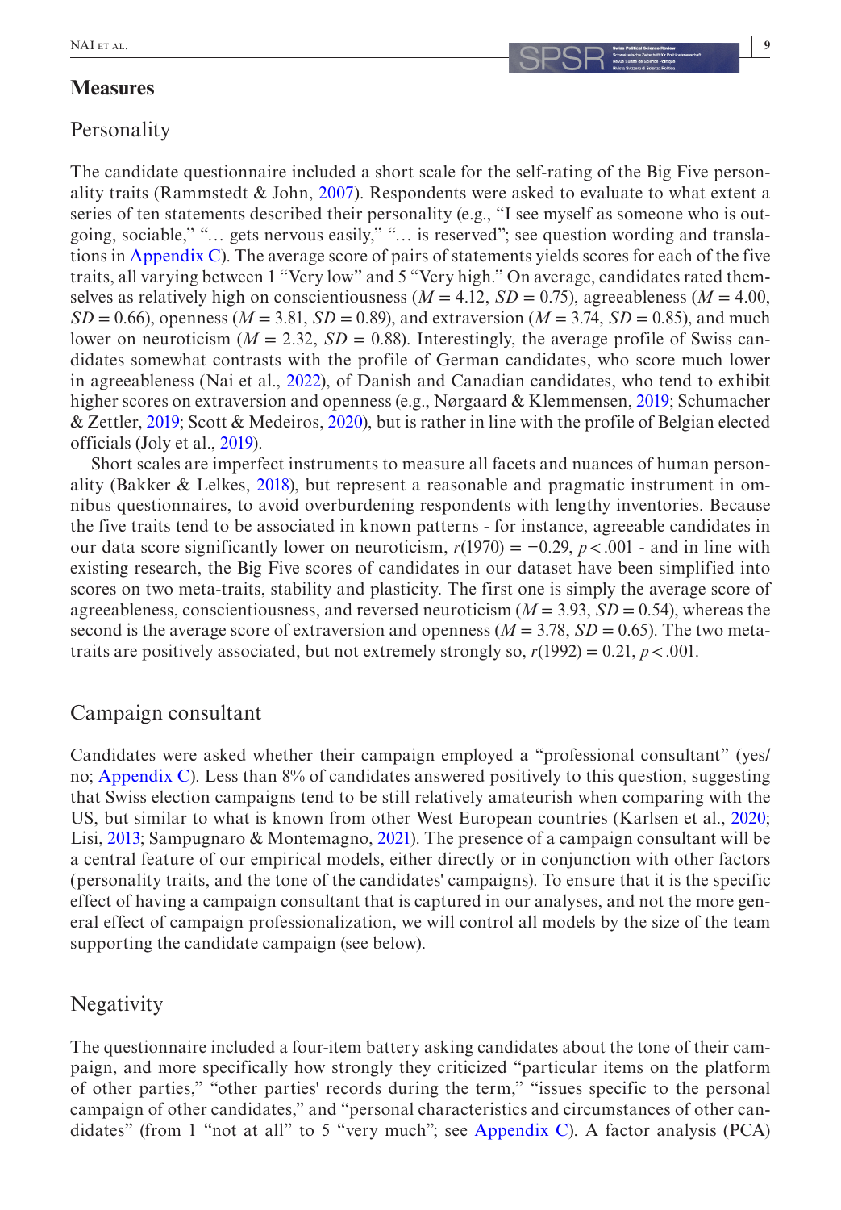## Measures

### Personality

The candidate questionnaire included a short scale for the self-rating of the Big Five personality traits (Rammstedt & John, 2007). Respondents were asked to evaluate to what extent a series of ten statements described their personality (e.g., "I see myself as someone who is outgoing, sociable," "… gets nervous easily," "… is reserved"; see question wording and translations in Appendix C). The average score of pairs of statements yields scores for each of the five traits, all varying between 1 "Very low" and 5 "Very high." On average, candidates rated themselves as relatively high on conscientiousness ($M = 4.12$, $SD = 0.75$), agreeableness ($M = 4.00$, $SD = 0.66$), openness ($M = 3.81$, $SD = 0.89$), and extraversion ($M = 3.74$, $SD = 0.85$), and much lower on neuroticism ($M = 2.32$, $SD = 0.88$). Interestingly, the average profile of Swiss candidates somewhat contrasts with the profile of German candidates, who score much lower in agreeableness (Nai et al., 2022), of Danish and Canadian candidates, who tend to exhibit higher scores on extraversion and openness (e.g., Nørgaard & Klemmensen, 2019; Schumacher & Zettler, 2019; Scott & Medeiros, 2020), but is rather in line with the profile of Belgian elected officials (Joly et al., 2019).

Short scales are imperfect instruments to measure all facets and nuances of human personality (Bakker & Lelkes, 2018), but represent a reasonable and pragmatic instrument in omnibus questionnaires, to avoid overburdening respondents with lengthy inventories. Because the five traits tend to be associated in known patterns - for instance, agreeable candidates in our data score significantly lower on neuroticism, $r(1970) = -0.29$, $p < .001$ - and in line with existing research, the Big Five scores of candidates in our dataset have been simplified into scores on two meta-traits, stability and plasticity. The first one is simply the average score of agreeableness, conscientiousness, and reversed neuroticism ($M = 3.93$, $SD = 0.54$), whereas the second is the average score of extraversion and openness ($M = 3.78$, $SD = 0.65$). The two meta-traits are positively associated, but not extremely strongly so, $r(1992) = 0.21$, $p < .001$.

### Campaign consultant

Candidates were asked whether their campaign employed a "professional consultant" (yes/no; Appendix C). Less than 8% of candidates answered positively to this question, suggesting that Swiss election campaigns tend to be still relatively amateurish when comparing with the US, but similar to what is known from other West European countries (Karlsen et al., 2020; Lisi, 2013; Sampugnaro & Montemagno, 2021). The presence of a campaign consultant will be a central feature of our empirical models, either directly or in conjunction with other factors (personality traits, and the tone of the candidates' campaigns). To ensure that it is the specific effect of having a campaign consultant that is captured in our analyses, and not the more general effect of campaign professionalization, we will control all models by the size of the team supporting the candidate campaign (see below).

### Negativity

The questionnaire included a four-item battery asking candidates about the tone of their campaign, and more specifically how strongly they criticized "particular items on the platform of other parties," "other parties' records during the term," "issues specific to the personal campaign of other candidates," and "personal characteristics and circumstances of other candidates" (from 1 "not at all" to 5 "very much"; see Appendix C). A factor analysis (PCA)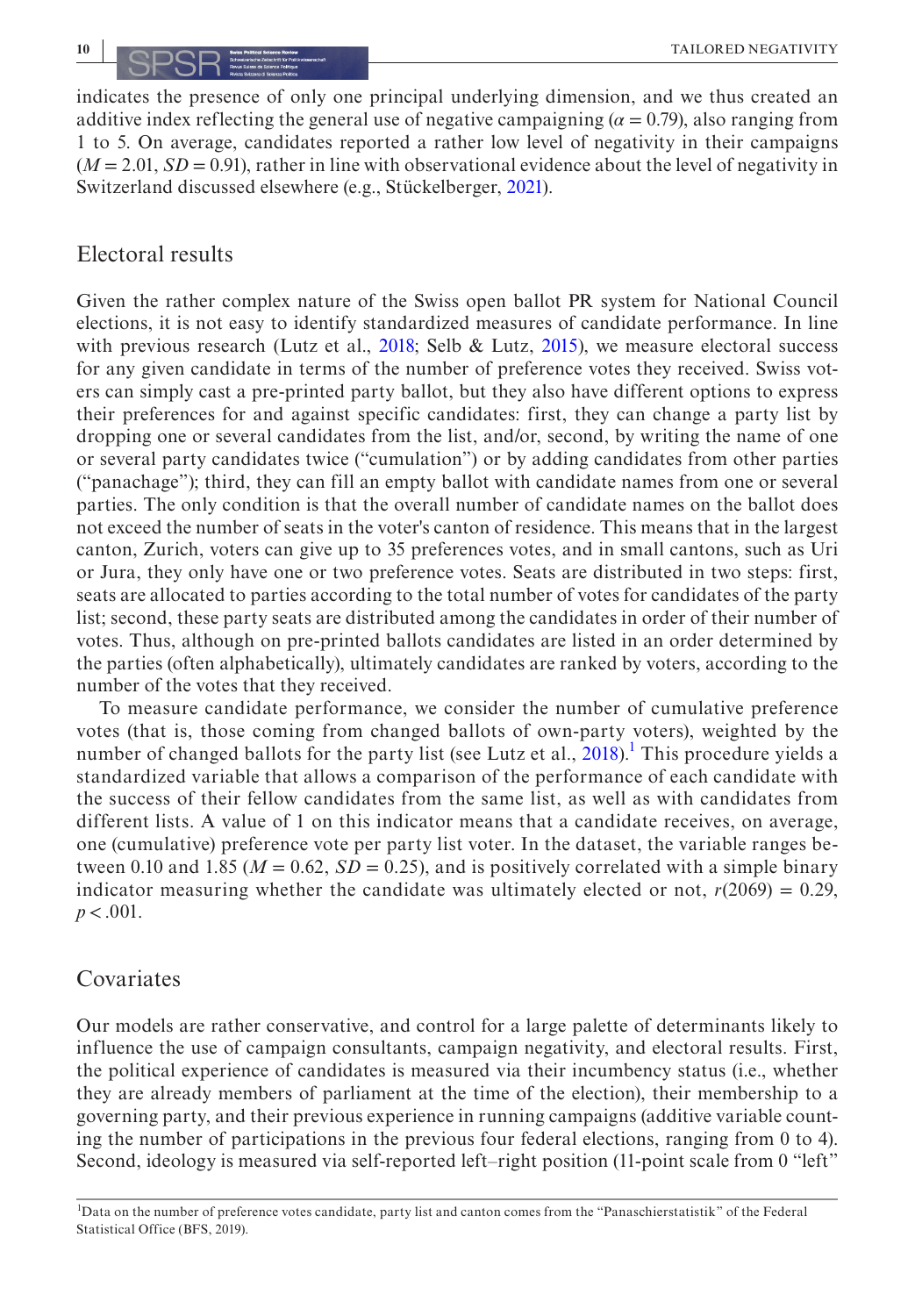indicates the presence of only one principal underlying dimension, and we thus created an additive index reflecting the general use of negative campaigning ($\alpha = 0.79$), also ranging from 1 to 5. On average, candidates reported a rather low level of negativity in their campaigns ($M = 2.01$, $SD = 0.91$), rather in line with observational evidence about the level of negativity in Switzerland discussed elsewhere (e.g., Stückelberger, 2021).

## Electoral results

Given the rather complex nature of the Swiss open ballot PR system for National Council elections, it is not easy to identify standardized measures of candidate performance. In line with previous research (Lutz et al., 2018; Selb & Lutz, 2015), we measure electoral success for any given candidate in terms of the number of preference votes they received. Swiss voters can simply cast a pre-printed party ballot, but they also have different options to express their preferences for and against specific candidates: first, they can change a party list by dropping one or several candidates from the list, and/or, second, by writing the name of one or several party candidates twice ("cumulation") or by adding candidates from other parties ("panachage"); third, they can fill an empty ballot with candidate names from one or several parties. The only condition is that the overall number of candidate names on the ballot does not exceed the number of seats in the voter's canton of residence. This means that in the largest canton, Zurich, voters can give up to 35 preferences votes, and in small cantons, such as Uri or Jura, they only have one or two preference votes. Seats are distributed in two steps: first, seats are allocated to parties according to the total number of votes for candidates of the party list; second, these party seats are distributed among the candidates in order of their number of votes. Thus, although on pre-printed ballots candidates are listed in an order determined by the parties (often alphabetically), ultimately candidates are ranked by voters, according to the number of the votes that they received.

To measure candidate performance, we consider the number of cumulative preference votes (that is, those coming from changed ballots of own-party voters), weighted by the number of changed ballots for the party list (see Lutz et al., 2018).[1] This procedure yields a standardized variable that allows a comparison of the performance of each candidate with the success of their fellow candidates from the same list, as well as with candidates from different lists. A value of 1 on this indicator means that a candidate receives, on average, one (cumulative) preference vote per party list voter. In the dataset, the variable ranges between 0.10 and 1.85 ($M = 0.62$, $SD = 0.25$), and is positively correlated with a simple binary indicator measuring whether the candidate was ultimately elected or not, $r(2069) = 0.29$, $p < .001$.

## Covariates

Our models are rather conservative, and control for a large palette of determinants likely to influence the use of campaign consultants, campaign negativity, and electoral results. First, the political experience of candidates is measured via their incumbency status (i.e., whether they are already members of parliament at the time of the election), their membership to a governing party, and their previous experience in running campaigns (additive variable counting the number of participations in the previous four federal elections, ranging from 0 to 4). Second, ideology is measured via self-reported left–right position (11-point scale from 0 "left"

[1]Data on the number of preference votes candidate, party list and canton comes from the "Panaschierstatistik" of the Federal Statistical Office (BFS, 2019).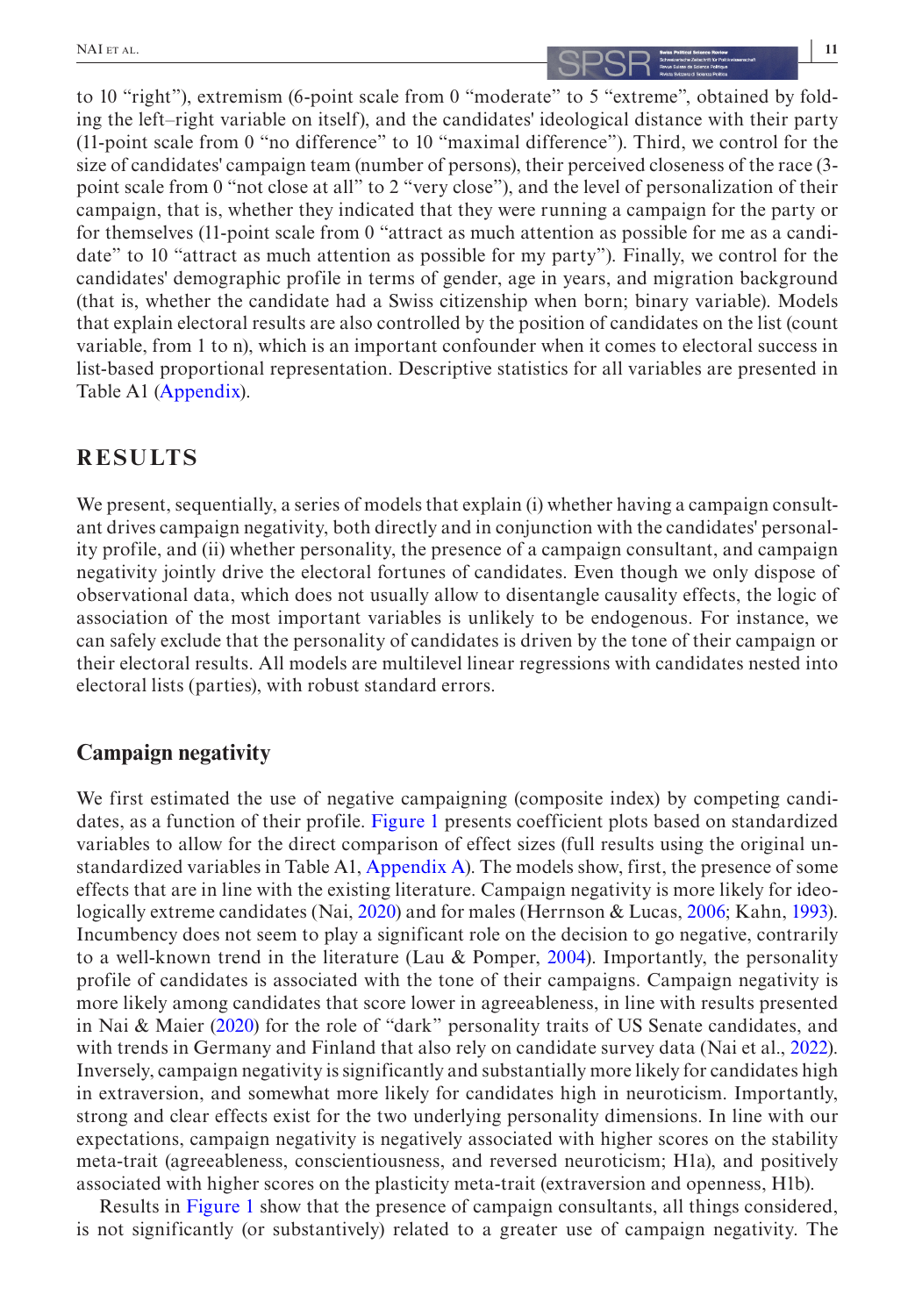to 10 "right"), extremism (6-point scale from 0 "moderate" to 5 "extreme", obtained by folding the left–right variable on itself), and the candidates' ideological distance with their party (11-point scale from 0 "no difference" to 10 "maximal difference"). Third, we control for the size of candidates' campaign team (number of persons), their perceived closeness of the race (3-point scale from 0 "not close at all" to 2 "very close"), and the level of personalization of their campaign, that is, whether they indicated that they were running a campaign for the party or for themselves (11-point scale from 0 "attract as much attention as possible for me as a candidate" to 10 "attract as much attention as possible for my party"). Finally, we control for the candidates' demographic profile in terms of gender, age in years, and migration background (that is, whether the candidate had a Swiss citizenship when born; binary variable). Models that explain electoral results are also controlled by the position of candidates on the list (count variable, from 1 to n), which is an important confounder when it comes to electoral success in list-based proportional representation. Descriptive statistics for all variables are presented in Table A1 (Appendix).

# RESULTS

We present, sequentially, a series of models that explain (i) whether having a campaign consultant drives campaign negativity, both directly and in conjunction with the candidates' personality profile, and (ii) whether personality, the presence of a campaign consultant, and campaign negativity jointly drive the electoral fortunes of candidates. Even though we only dispose of observational data, which does not usually allow to disentangle causality effects, the logic of association of the most important variables is unlikely to be endogenous. For instance, we can safely exclude that the personality of candidates is driven by the tone of their campaign or their electoral results. All models are multilevel linear regressions with candidates nested into electoral lists (parties), with robust standard errors.

## Campaign negativity

We first estimated the use of negative campaigning (composite index) by competing candidates, as a function of their profile. Figure 1 presents coefficient plots based on standardized variables to allow for the direct comparison of effect sizes (full results using the original unstandardized variables in Table A1, Appendix A). The models show, first, the presence of some effects that are in line with the existing literature. Campaign negativity is more likely for ideologically extreme candidates (Nai, 2020) and for males (Herrnson & Lucas, 2006; Kahn, 1993). Incumbency does not seem to play a significant role on the decision to go negative, contrarily to a well-known trend in the literature (Lau & Pomper, 2004). Importantly, the personality profile of candidates is associated with the tone of their campaigns. Campaign negativity is more likely among candidates that score lower in agreeableness, in line with results presented in Nai & Maier (2020) for the role of "dark" personality traits of US Senate candidates, and with trends in Germany and Finland that also rely on candidate survey data (Nai et al., 2022). Inversely, campaign negativity is significantly and substantially more likely for candidates high in extraversion, and somewhat more likely for candidates high in neuroticism. Importantly, strong and clear effects exist for the two underlying personality dimensions. In line with our expectations, campaign negativity is negatively associated with higher scores on the stability meta-trait (agreeableness, conscientiousness, and reversed neuroticism; H1a), and positively associated with higher scores on the plasticity meta-trait (extraversion and openness, H1b).

Results in Figure 1 show that the presence of campaign consultants, all things considered, is not significantly (or substantively) related to a greater use of campaign negativity. The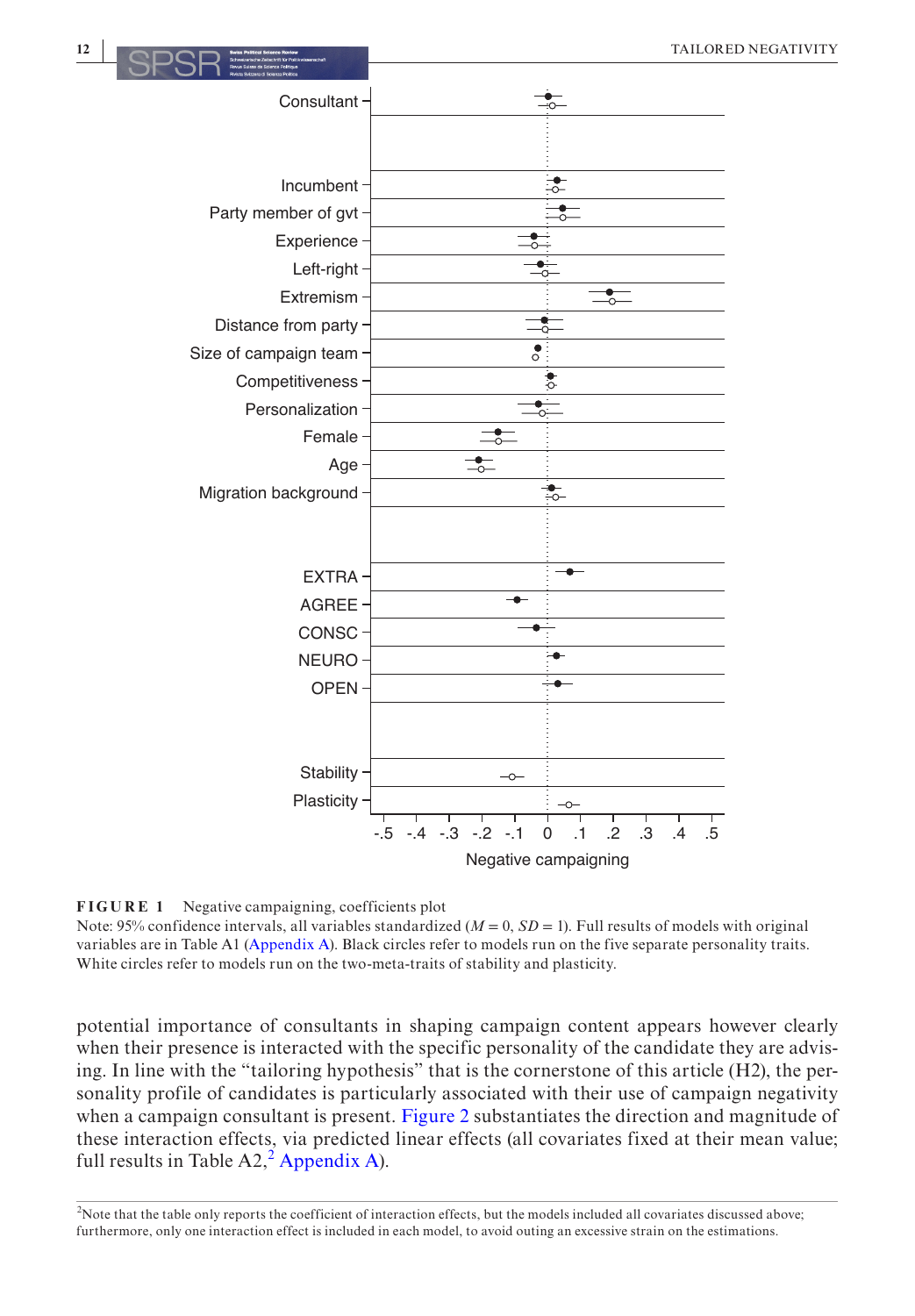**FIGURE 1** Negative campaigning, coefficients plot

Note: 95% confidence intervals, all variables standardized ($M = 0$, $SD = 1$). Full results of models with original variables are in Table A1 (Appendix A). Black circles refer to models run on the five separate personality traits. White circles refer to models run on the two-meta-traits of stability and plasticity.

potential importance of consultants in shaping campaign content appears however clearly when their presence is interacted with the specific personality of the candidate they are advising. In line with the "tailoring hypothesis" that is the cornerstone of this article (H2), the personality profile of candidates is particularly associated with their use of campaign negativity when a campaign consultant is present. Figure 2 substantiates the direction and magnitude of these interaction effects, via predicted linear effects (all covariates fixed at their mean value; full results in Table A2,[2] Appendix A).

[2]Note that the table only reports the coefficient of interaction effects, but the models included all covariates discussed above; furthermore, only one interaction effect is included in each model, to avoid outing an excessive strain on the estimations.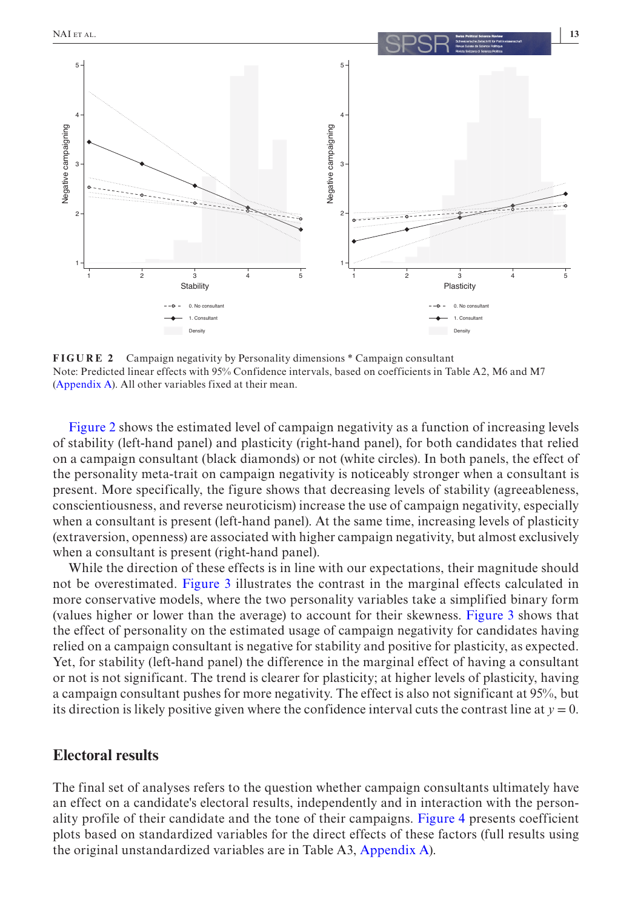**FIGURE 2** Campaign negativity by Personality dimensions * Campaign consultant
Note: Predicted linear effects with 95% Confidence intervals, based on coefficients in Table A2, M6 and M7 (Appendix A). All other variables fixed at their mean.

Figure 2 shows the estimated level of campaign negativity as a function of increasing levels of stability (left-hand panel) and plasticity (right-hand panel), for both candidates that relied on a campaign consultant (black diamonds) or not (white circles). In both panels, the effect of the personality meta-trait on campaign negativity is noticeably stronger when a consultant is present. More specifically, the figure shows that decreasing levels of stability (agreeableness, conscientiousness, and reverse neuroticism) increase the use of campaign negativity, especially when a consultant is present (left-hand panel). At the same time, increasing levels of plasticity (extraversion, openness) are associated with higher campaign negativity, but almost exclusively when a consultant is present (right-hand panel).

While the direction of these effects is in line with our expectations, their magnitude should not be overestimated. Figure 3 illustrates the contrast in the marginal effects calculated in more conservative models, where the two personality variables take a simplified binary form (values higher or lower than the average) to account for their skewness. Figure 3 shows that the effect of personality on the estimated usage of campaign negativity for candidates having relied on a campaign consultant is negative for stability and positive for plasticity, as expected. Yet, for stability (left-hand panel) the difference in the marginal effect of having a consultant or not is not significant. The trend is clearer for plasticity; at higher levels of plasticity, having a campaign consultant pushes for more negativity. The effect is also not significant at 95%, but its direction is likely positive given where the confidence interval cuts the contrast line at $y = 0$.

## Electoral results

The final set of analyses refers to the question whether campaign consultants ultimately have an effect on a candidate's electoral results, independently and in interaction with the personality profile of their candidate and the tone of their campaigns. Figure 4 presents coefficient plots based on standardized variables for the direct effects of these factors (full results using the original unstandardized variables are in Table A3, Appendix A).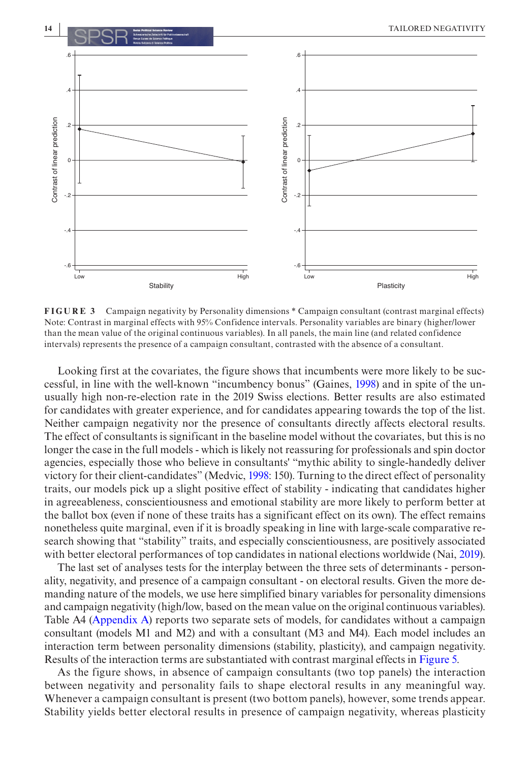**FIGURE 3** Campaign negativity by Personality dimensions * Campaign consultant (contrast marginal effects)
Note: Contrast in marginal effects with 95% Confidence intervals. Personality variables are binary (higher/lower than the mean value of the original continuous variables). In all panels, the main line (and related confidence intervals) represents the presence of a campaign consultant, contrasted with the absence of a consultant.

Looking first at the covariates, the figure shows that incumbents were more likely to be successful, in line with the well-known "incumbency bonus" (Gaines, 1998) and in spite of the unusually high non-re-election rate in the 2019 Swiss elections. Better results are also estimated for candidates with greater experience, and for candidates appearing towards the top of the list. Neither campaign negativity nor the presence of consultants directly affects electoral results. The effect of consultants is significant in the baseline model without the covariates, but this is no longer the case in the full models - which is likely not reassuring for professionals and spin doctor agencies, especially those who believe in consultants' "mythic ability to single-handedly deliver victory for their client-candidates" (Medvic, 1998: 150). Turning to the direct effect of personality traits, our models pick up a slight positive effect of stability - indicating that candidates higher in agreeableness, conscientiousness and emotional stability are more likely to perform better at the ballot box (even if none of these traits has a significant effect on its own). The effect remains nonetheless quite marginal, even if it is broadly speaking in line with large-scale comparative research showing that "stability" traits, and especially conscientiousness, are positively associated with better electoral performances of top candidates in national elections worldwide (Nai, 2019).

The last set of analyses tests for the interplay between the three sets of determinants - personality, negativity, and presence of a campaign consultant - on electoral results. Given the more demanding nature of the models, we use here simplified binary variables for personality dimensions and campaign negativity (high/low, based on the mean value on the original continuous variables). Table A4 (Appendix A) reports two separate sets of models, for candidates without a campaign consultant (models M1 and M2) and with a consultant (M3 and M4). Each model includes an interaction term between personality dimensions (stability, plasticity), and campaign negativity. Results of the interaction terms are substantiated with contrast marginal effects in Figure 5.

As the figure shows, in absence of campaign consultants (two top panels) the interaction between negativity and personality fails to shape electoral results in any meaningful way. Whenever a campaign consultant is present (two bottom panels), however, some trends appear. Stability yields better electoral results in presence of campaign negativity, whereas plasticity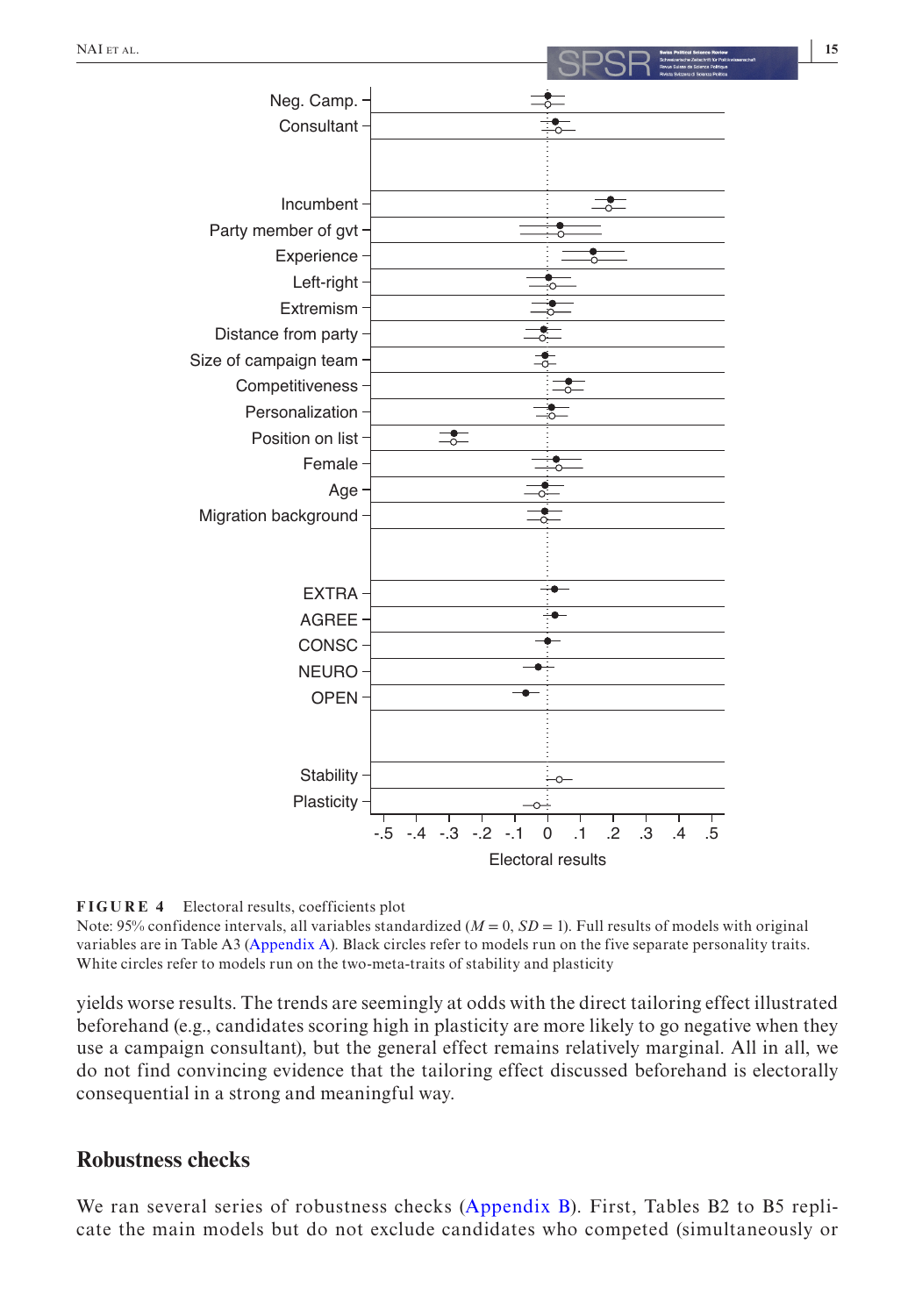**FIGURE 4** Electoral results, coefficients plot

Note: 95% confidence intervals, all variables standardized ($M = 0$, $SD = 1$). Full results of models with original variables are in Table A3 (Appendix A). Black circles refer to models run on the five separate personality traits. White circles refer to models run on the two-meta-traits of stability and plasticity

yields worse results. The trends are seemingly at odds with the direct tailoring effect illustrated beforehand (e.g., candidates scoring high in plasticity are more likely to go negative when they use a campaign consultant), but the general effect remains relatively marginal. All in all, we do not find convincing evidence that the tailoring effect discussed beforehand is electorally consequential in a strong and meaningful way.

## Robustness checks

We ran several series of robustness checks (Appendix B). First, Tables B2 to B5 replicate the main models but do not exclude candidates who competed (simultaneously or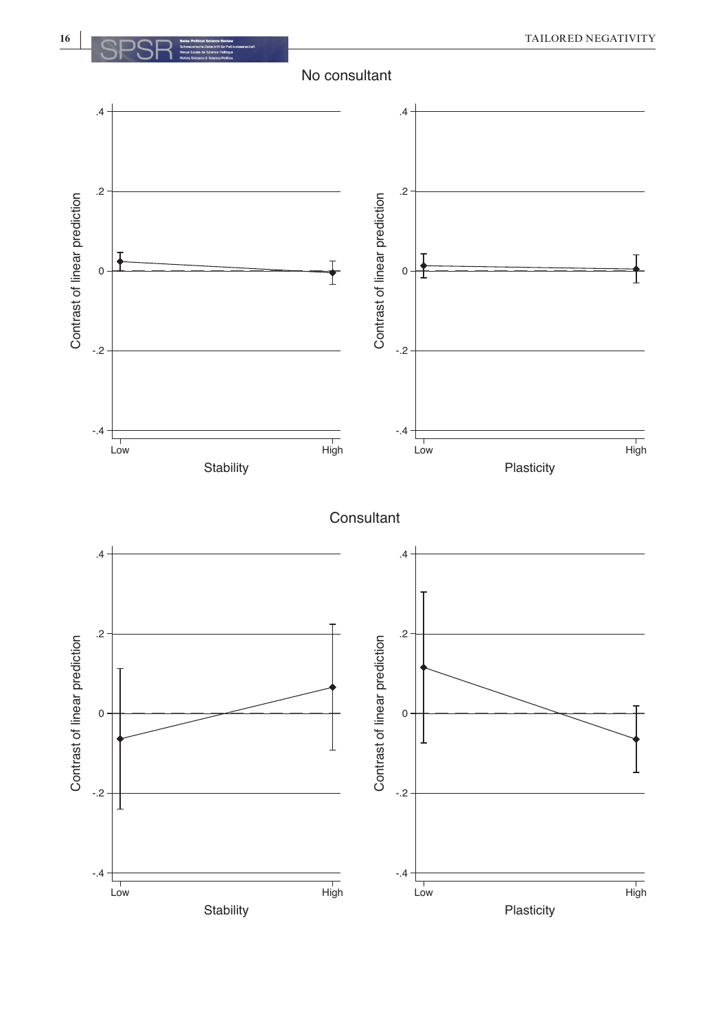No consultant

Contrast of linear prediction

.4

.2

0

-.2

-.4

Low

High

Stability

Contrast of linear prediction

.4

.2

0

-.2

-.4

Low

High

Plasticity

Consultant

Contrast of linear prediction

.4

.2

0

-.2

-.4

Low

High

Stability

Contrast of linear prediction

.4

.2

0

-.2

-.4

Low

High

Plasticity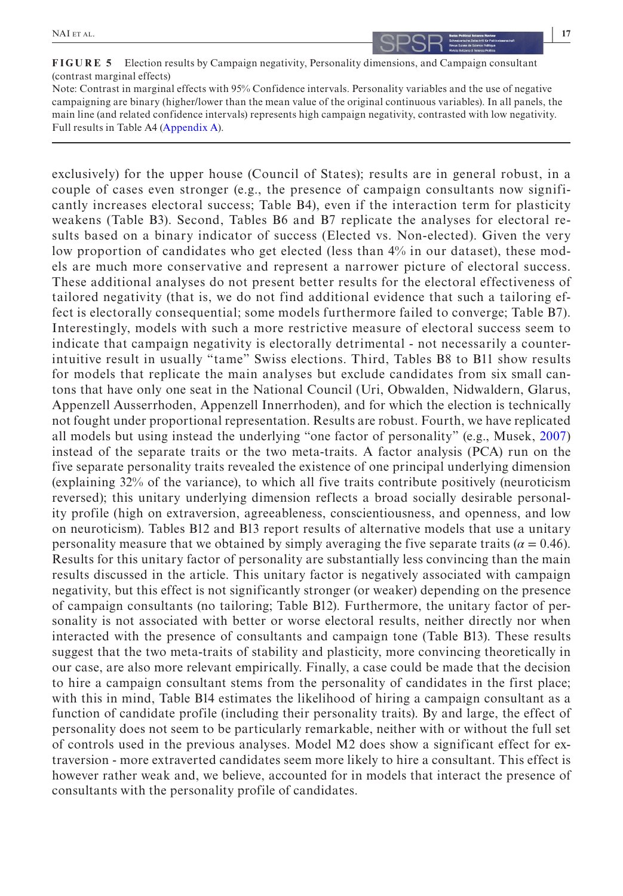**FIGURE 5** Election results by Campaign negativity, Personality dimensions, and Campaign consultant (contrast marginal effects)

Note: Contrast in marginal effects with 95% Confidence intervals. Personality variables and the use of negative campaigning are binary (higher/lower than the mean value of the original continuous variables). In all panels, the main line (and related confidence intervals) represents high campaign negativity, contrasted with low negativity. Full results in Table A4 (Appendix A).

exclusively) for the upper house (Council of States); results are in general robust, in a couple of cases even stronger (e.g., the presence of campaign consultants now significantly increases electoral success; Table B4), even if the interaction term for plasticity weakens (Table B3). Second, Tables B6 and B7 replicate the analyses for electoral results based on a binary indicator of success (Elected vs. Non-elected). Given the very low proportion of candidates who get elected (less than 4% in our dataset), these models are much more conservative and represent a narrower picture of electoral success. These additional analyses do not present better results for the electoral effectiveness of tailored negativity (that is, we do not find additional evidence that such a tailoring effect is electorally consequential; some models furthermore failed to converge; Table B7). Interestingly, models with such a more restrictive measure of electoral success seem to indicate that campaign negativity is electorally detrimental - not necessarily a counter-intuitive result in usually "tame" Swiss elections. Third, Tables B8 to B11 show results for models that replicate the main analyses but exclude candidates from six small cantons that have only one seat in the National Council (Uri, Obwalden, Nidwaldern, Glarus, Appenzell Ausserrhoden, Appenzell Innerrhoden), and for which the election is technically not fought under proportional representation. Results are robust. Fourth, we have replicated all models but using instead the underlying "one factor of personality" (e.g., Musek, 2007) instead of the separate traits or the two meta-traits. A factor analysis (PCA) run on the five separate personality traits revealed the existence of one principal underlying dimension (explaining 32% of the variance), to which all five traits contribute positively (neuroticism reversed); this unitary underlying dimension reflects a broad socially desirable personality profile (high on extraversion, agreeableness, conscientiousness, and openness, and low on neuroticism). Tables B12 and B13 report results of alternative models that use a unitary personality measure that we obtained by simply averaging the five separate traits ($\alpha = 0.46$). Results for this unitary factor of personality are substantially less convincing than the main results discussed in the article. This unitary factor is negatively associated with campaign negativity, but this effect is not significantly stronger (or weaker) depending on the presence of campaign consultants (no tailoring; Table B12). Furthermore, the unitary factor of personality is not associated with better or worse electoral results, neither directly nor when interacted with the presence of consultants and campaign tone (Table B13). These results suggest that the two meta-traits of stability and plasticity, more convincing theoretically in our case, are also more relevant empirically. Finally, a case could be made that the decision to hire a campaign consultant stems from the personality of candidates in the first place; with this in mind, Table B14 estimates the likelihood of hiring a campaign consultant as a function of candidate profile (including their personality traits). By and large, the effect of personality does not seem to be particularly remarkable, neither with or without the full set of controls used in the previous analyses. Model M2 does show a significant effect for extraversion - more extraverted candidates seem more likely to hire a consultant. This effect is however rather weak and, we believe, accounted for in models that interact the presence of consultants with the personality profile of candidates.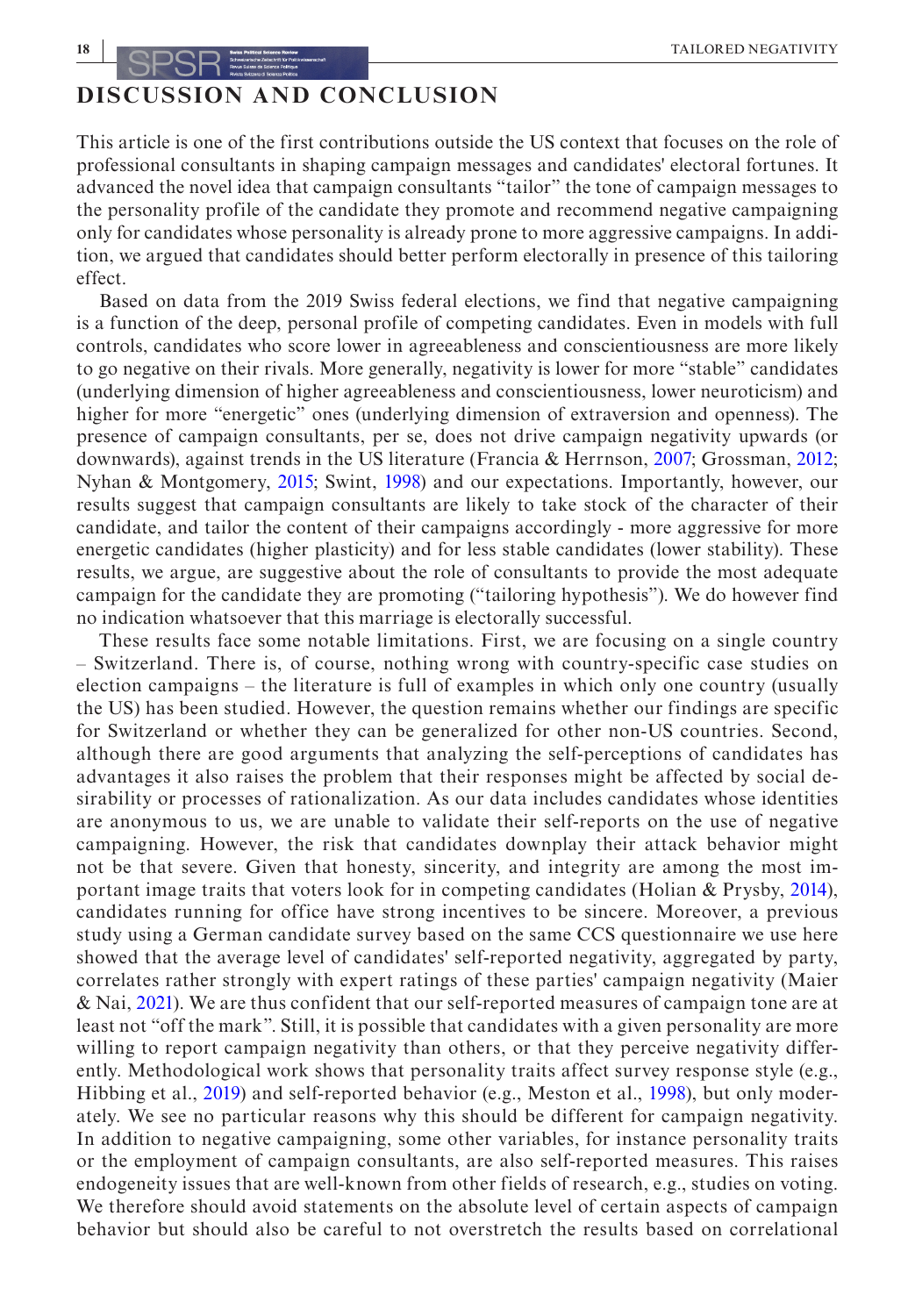# DISCUSSION AND CONCLUSION

This article is one of the first contributions outside the US context that focuses on the role of professional consultants in shaping campaign messages and candidates' electoral fortunes. It advanced the novel idea that campaign consultants "tailor" the tone of campaign messages to the personality profile of the candidate they promote and recommend negative campaigning only for candidates whose personality is already prone to more aggressive campaigns. In addition, we argued that candidates should better perform electorally in presence of this tailoring effect.

Based on data from the 2019 Swiss federal elections, we find that negative campaigning is a function of the deep, personal profile of competing candidates. Even in models with full controls, candidates who score lower in agreeableness and conscientiousness are more likely to go negative on their rivals. More generally, negativity is lower for more "stable" candidates (underlying dimension of higher agreeableness and conscientiousness, lower neuroticism) and higher for more "energetic" ones (underlying dimension of extraversion and openness). The presence of campaign consultants, per se, does not drive campaign negativity upwards (or downwards), against trends in the US literature (Francia & Herrnson, 2007; Grossman, 2012; Nyhan & Montgomery, 2015; Swint, 1998) and our expectations. Importantly, however, our results suggest that campaign consultants are likely to take stock of the character of their candidate, and tailor the content of their campaigns accordingly - more aggressive for more energetic candidates (higher plasticity) and for less stable candidates (lower stability). These results, we argue, are suggestive about the role of consultants to provide the most adequate campaign for the candidate they are promoting ("tailoring hypothesis"). We do however find no indication whatsoever that this marriage is electorally successful.

These results face some notable limitations. First, we are focusing on a single country – Switzerland. There is, of course, nothing wrong with country-specific case studies on election campaigns – the literature is full of examples in which only one country (usually the US) has been studied. However, the question remains whether our findings are specific for Switzerland or whether they can be generalized for other non-US countries. Second, although there are good arguments that analyzing the self-perceptions of candidates has advantages it also raises the problem that their responses might be affected by social desirability or processes of rationalization. As our data includes candidates whose identities are anonymous to us, we are unable to validate their self-reports on the use of negative campaigning. However, the risk that candidates downplay their attack behavior might not be that severe. Given that honesty, sincerity, and integrity are among the most important image traits that voters look for in competing candidates (Holian & Prysby, 2014), candidates running for office have strong incentives to be sincere. Moreover, a previous study using a German candidate survey based on the same CCS questionnaire we use here showed that the average level of candidates' self-reported negativity, aggregated by party, correlates rather strongly with expert ratings of these parties' campaign negativity (Maier & Nai, 2021). We are thus confident that our self-reported measures of campaign tone are at least not "off the mark". Still, it is possible that candidates with a given personality are more willing to report campaign negativity than others, or that they perceive negativity differently. Methodological work shows that personality traits affect survey response style (e.g., Hibbing et al., 2019) and self-reported behavior (e.g., Meston et al., 1998), but only moderately. We see no particular reasons why this should be different for campaign negativity. In addition to negative campaigning, some other variables, for instance personality traits or the employment of campaign consultants, are also self-reported measures. This raises endogeneity issues that are well-known from other fields of research, e.g., studies on voting. We therefore should avoid statements on the absolute level of certain aspects of campaign behavior but should also be careful to not overstretch the results based on correlational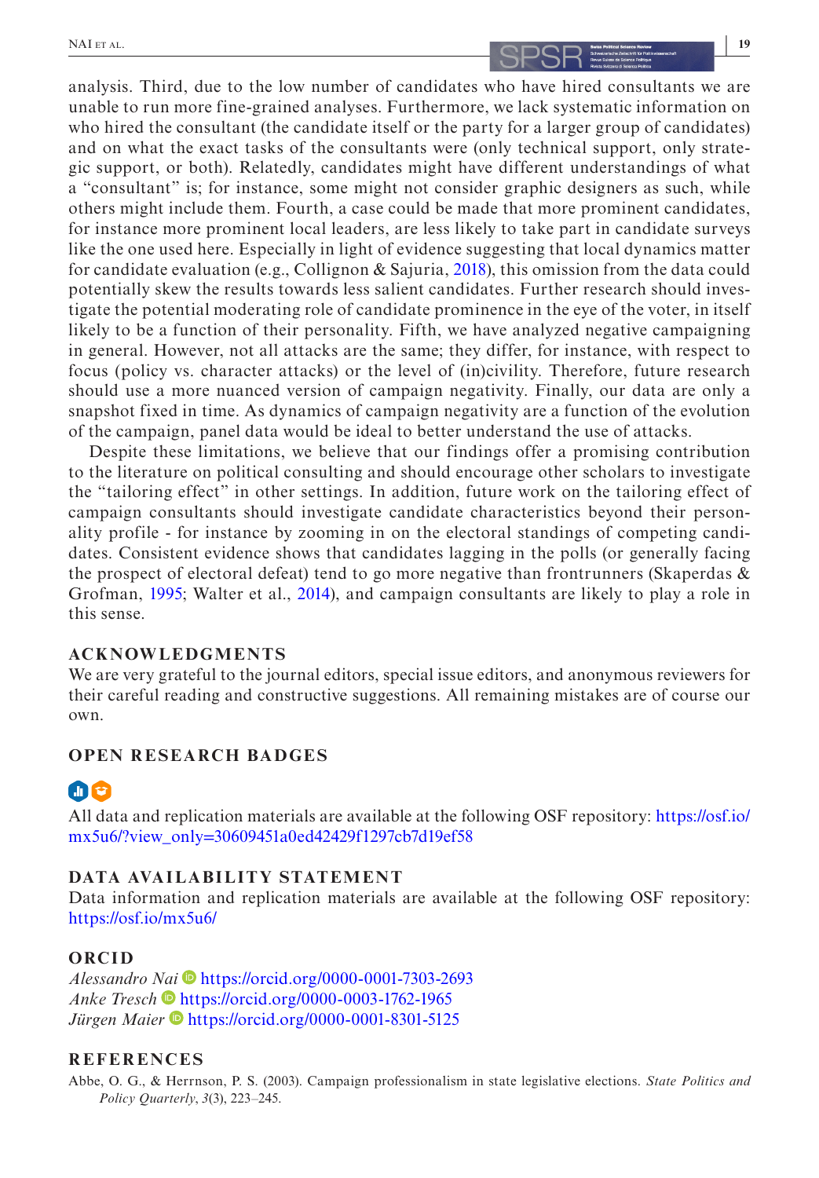analysis. Third, due to the low number of candidates who have hired consultants we are unable to run more fine-grained analyses. Furthermore, we lack systematic information on who hired the consultant (the candidate itself or the party for a larger group of candidates) and on what the exact tasks of the consultants were (only technical support, only strategic support, or both). Relatedly, candidates might have different understandings of what a "consultant" is; for instance, some might not consider graphic designers as such, while others might include them. Fourth, a case could be made that more prominent candidates, for instance more prominent local leaders, are less likely to take part in candidate surveys like the one used here. Especially in light of evidence suggesting that local dynamics matter for candidate evaluation (e.g., Collignon & Sajuria, 2018), this omission from the data could potentially skew the results towards less salient candidates. Further research should investigate the potential moderating role of candidate prominence in the eye of the voter, in itself likely to be a function of their personality. Fifth, we have analyzed negative campaigning in general. However, not all attacks are the same; they differ, for instance, with respect to focus (policy vs. character attacks) or the level of (in)civility. Therefore, future research should use a more nuanced version of campaign negativity. Finally, our data are only a snapshot fixed in time. As dynamics of campaign negativity are a function of the evolution of the campaign, panel data would be ideal to better understand the use of attacks.

Despite these limitations, we believe that our findings offer a promising contribution to the literature on political consulting and should encourage other scholars to investigate the "tailoring effect" in other settings. In addition, future work on the tailoring effect of campaign consultants should investigate candidate characteristics beyond their personality profile - for instance by zooming in on the electoral standings of competing candidates. Consistent evidence shows that candidates lagging in the polls (or generally facing the prospect of electoral defeat) tend to go more negative than frontrunners (Skaperdas & Grofman, 1995; Walter et al., 2014), and campaign consultants are likely to play a role in this sense.

## ACKNOWLEDGMENTS

We are very grateful to the journal editors, special issue editors, and anonymous reviewers for their careful reading and constructive suggestions. All remaining mistakes are of course our own.

## OPEN RESEARCH BADGES

All data and replication materials are available at the following OSF repository: https://osf.io/mx5u6/?view_only=30609451a0ed42429f1297cb7d19ef58

## DATA AVAILABILITY STATEMENT

Data information and replication materials are available at the following OSF repository: https://osf.io/mx5u6/

## ORCID

*Alessandro Nai* https://orcid.org/0000-0001-7303-2693
*Anke Tresch* https://orcid.org/0000-0003-1762-1965
*Jürgen Maier* https://orcid.org/0000-0001-8301-5125

## REFERENCES

Abbe, O. G., & Herrnson, P. S. (2003). Campaign professionalism in state legislative elections. *State Politics and Policy Quarterly*, *3*(3), 223–245.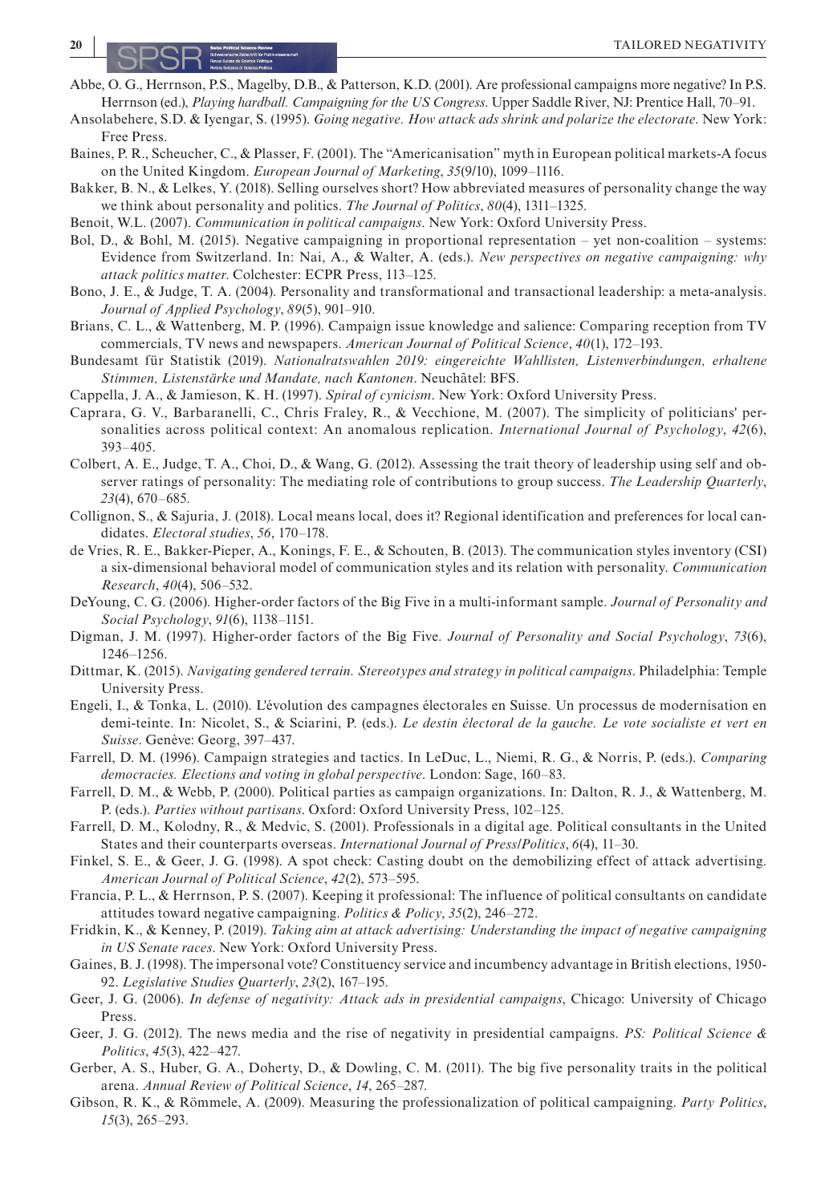Abbe, O. G., Herrnson, P.S., Magelby, D.B., & Patterson, K.D. (2001). Are professional campaigns more negative? In P.S. Herrnson (ed.), *Playing hardball. Campaigning for the US Congress*. Upper Saddle River, NJ: Prentice Hall, 70–91.

Ansolabehere, S.D. & Iyengar, S. (1995). *Going negative. How attack ads shrink and polarize the electorate*. New York: Free Press.

Baines, P. R., Scheucher, C., & Plasser, F. (2001). The "Americanisation" myth in European political markets-A focus on the United Kingdom. *European Journal of Marketing*, *35*(9/10), 1099–1116.

Bakker, B. N., & Lelkes, Y. (2018). Selling ourselves short? How abbreviated measures of personality change the way we think about personality and politics. *The Journal of Politics*, *80*(4), 1311–1325.

Benoit, W.L. (2007). *Communication in political campaigns*. New York: Oxford University Press.

Bol, D., & Bohl, M. (2015). Negative campaigning in proportional representation – yet non-coalition – systems: Evidence from Switzerland. In: Nai, A., & Walter, A. (eds.). *New perspectives on negative campaigning: why attack politics matter*. Colchester: ECPR Press, 113–125.

Bono, J. E., & Judge, T. A. (2004). Personality and transformational and transactional leadership: a meta-analysis. *Journal of Applied Psychology*, *89*(5), 901–910.

Brians, C. L., & Wattenberg, M. P. (1996). Campaign issue knowledge and salience: Comparing reception from TV commercials, TV news and newspapers. *American Journal of Political Science*, *40*(1), 172–193.

Bundesamt für Statistik (2019). *Nationalratswahlen 2019: eingereichte Wahllisten, Listenverbindungen, erhaltene Stimmen, Listenstärke und Mandate, nach Kantonen*. Neuchâtel: BFS.

Cappella, J. A., & Jamieson, K. H. (1997). *Spiral of cynicism*. New York: Oxford University Press.

Caprara, G. V., Barbaranelli, C., Chris Fraley, R., & Vecchione, M. (2007). The simplicity of politicians' personalities across political context: An anomalous replication. *International Journal of Psychology*, *42*(6), 393–405.

Colbert, A. E., Judge, T. A., Choi, D., & Wang, G. (2012). Assessing the trait theory of leadership using self and observer ratings of personality: The mediating role of contributions to group success. *The Leadership Quarterly*, *23*(4), 670–685.

Collignon, S., & Sajuria, J. (2018). Local means local, does it? Regional identification and preferences for local candidates. *Electoral studies*, *56*, 170–178.

de Vries, R. E., Bakker-Pieper, A., Konings, F. E., & Schouten, B. (2013). The communication styles inventory (CSI) a six-dimensional behavioral model of communication styles and its relation with personality. *Communication Research*, *40*(4), 506–532.

DeYoung, C. G. (2006). Higher-order factors of the Big Five in a multi-informant sample. *Journal of Personality and Social Psychology*, *91*(6), 1138–1151.

Digman, J. M. (1997). Higher-order factors of the Big Five. *Journal of Personality and Social Psychology*, *73*(6), 1246–1256.

Dittmar, K. (2015). *Navigating gendered terrain. Stereotypes and strategy in political campaigns*. Philadelphia: Temple University Press.

Engeli, I., & Tonka, L. (2010). L'évolution des campagnes électorales en Suisse. Un processus de modernisation en demi-teinte. In: Nicolet, S., & Sciarini, P. (eds.). *Le destin électoral de la gauche. Le vote socialiste et vert en Suisse*. Genève: Georg, 397–437.

Farrell, D. M. (1996). Campaign strategies and tactics. In LeDuc, L., Niemi, R. G., & Norris, P. (eds.). *Comparing democracies. Elections and voting in global perspective*. London: Sage, 160–83.

Farrell, D. M., & Webb, P. (2000). Political parties as campaign organizations. In: Dalton, R. J., & Wattenberg, M. P. (eds.). *Parties without partisans*. Oxford: Oxford University Press, 102–125.

Farrell, D. M., Kolodny, R., & Medvic, S. (2001). Professionals in a digital age. Political consultants in the United States and their counterparts overseas. *International Journal of Press/Politics*, *6*(4), 11–30.

Finkel, S. E., & Geer, J. G. (1998). A spot check: Casting doubt on the demobilizing effect of attack advertising. *American Journal of Political Science*, *42*(2), 573–595.

Francia, P. L., & Herrnson, P. S. (2007). Keeping it professional: The influence of political consultants on candidate attitudes toward negative campaigning. *Politics & Policy*, *35*(2), 246–272.

Fridkin, K., & Kenney, P. (2019). *Taking aim at attack advertising: Understanding the impact of negative campaigning in US Senate races*. New York: Oxford University Press.

Gaines, B. J. (1998). The impersonal vote? Constituency service and incumbency advantage in British elections, 1950-92. *Legislative Studies Quarterly*, *23*(2), 167–195.

Geer, J. G. (2006). *In defense of negativity: Attack ads in presidential campaigns*, Chicago: University of Chicago Press.

Geer, J. G. (2012). The news media and the rise of negativity in presidential campaigns. *PS: Political Science & Politics*, *45*(3), 422–427.

Gerber, A. S., Huber, G. A., Doherty, D., & Dowling, C. M. (2011). The big five personality traits in the political arena. *Annual Review of Political Science*, *14*, 265–287.

Gibson, R. K., & Römmele, A. (2009). Measuring the professionalization of political campaigning. *Party Politics*, *15*(3), 265–293.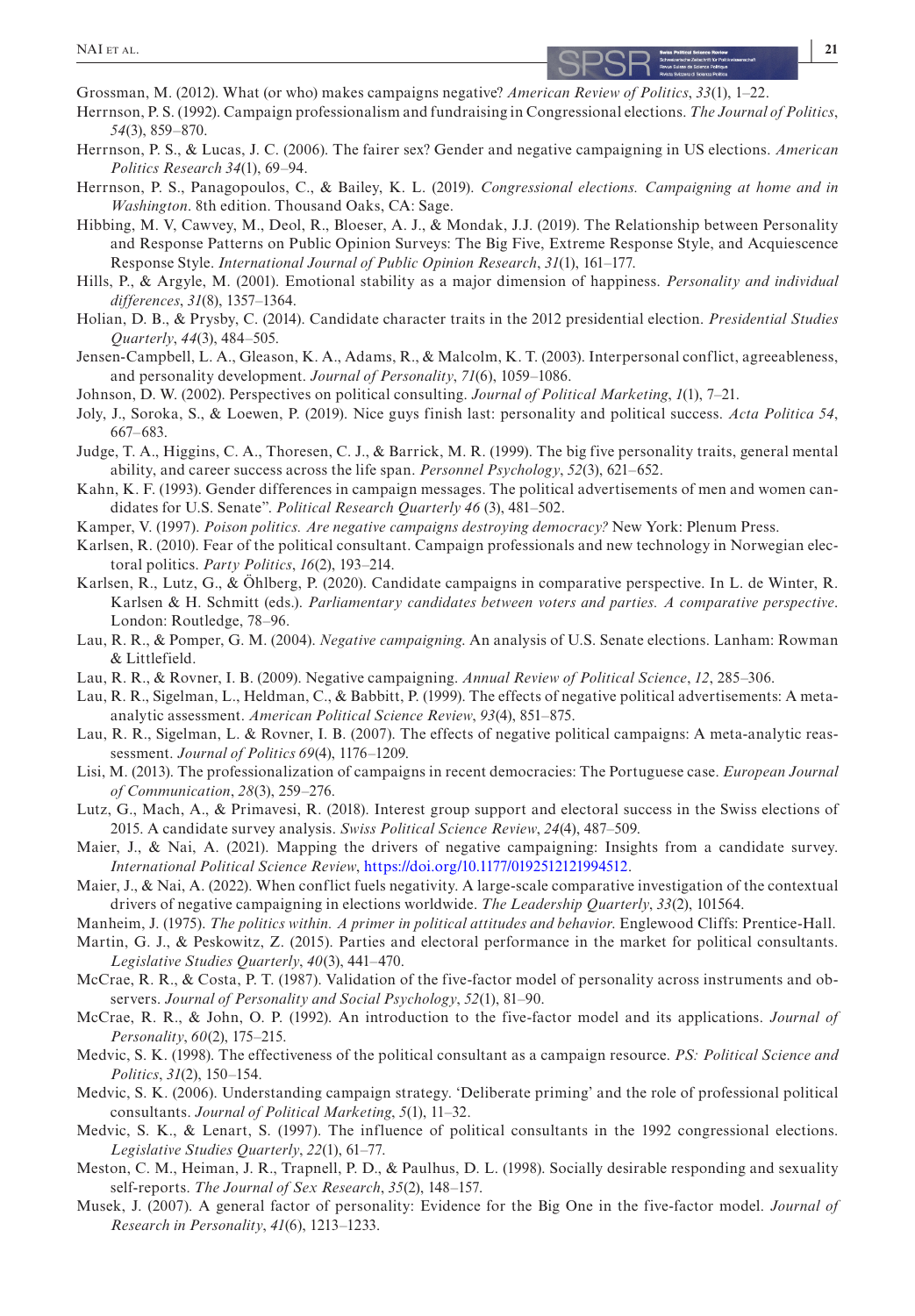Grossman, M. (2012). What (or who) makes campaigns negative? *American Review of Politics*, *33*(1), 1–22.

Herrnson, P. S. (1992). Campaign professionalism and fundraising in Congressional elections. *The Journal of Politics*, *54*(3), 859–870.

Herrnson, P. S., & Lucas, J. C. (2006). The fairer sex? Gender and negative campaigning in US elections. *American Politics Research 34*(1), 69–94.

Herrnson, P. S., Panagopoulos, C., & Bailey, K. L. (2019). *Congressional elections. Campaigning at home and in Washington*. 8th edition. Thousand Oaks, CA: Sage.

Hibbing, M. V, Cawvey, M., Deol, R., Bloeser, A. J., & Mondak, J.J. (2019). The Relationship between Personality and Response Patterns on Public Opinion Surveys: The Big Five, Extreme Response Style, and Acquiescence Response Style. *International Journal of Public Opinion Research*, *31*(1), 161–177.

Hills, P., & Argyle, M. (2001). Emotional stability as a major dimension of happiness. *Personality and individual differences*, *31*(8), 1357–1364.

Holian, D. B., & Prysby, C. (2014). Candidate character traits in the 2012 presidential election. *Presidential Studies Quarterly*, *44*(3), 484–505.

Jensen-Campbell, L. A., Gleason, K. A., Adams, R., & Malcolm, K. T. (2003). Interpersonal conflict, agreeableness, and personality development. *Journal of Personality*, *71*(6), 1059–1086.

Johnson, D. W. (2002). Perspectives on political consulting. *Journal of Political Marketing*, *1*(1), 7–21.

Joly, J., Soroka, S., & Loewen, P. (2019). Nice guys finish last: personality and political success. *Acta Politica 54*, 667–683.

Judge, T. A., Higgins, C. A., Thoresen, C. J., & Barrick, M. R. (1999). The big five personality traits, general mental ability, and career success across the life span. *Personnel Psychology*, *52*(3), 621–652.

Kahn, K. F. (1993). Gender differences in campaign messages. The political advertisements of men and women candidates for U.S. Senate". *Political Research Quarterly 46* (3), 481–502.

Kamper, V. (1997). *Poison politics. Are negative campaigns destroying democracy?* New York: Plenum Press.

Karlsen, R. (2010). Fear of the political consultant. Campaign professionals and new technology in Norwegian electoral politics. *Party Politics*, *16*(2), 193–214.

Karlsen, R., Lutz, G., & Öhlberg, P. (2020). Candidate campaigns in comparative perspective. In L. de Winter, R. Karlsen & H. Schmitt (eds.). *Parliamentary candidates between voters and parties. A comparative perspective*. London: Routledge, 78–96.

Lau, R. R., & Pomper, G. M. (2004). *Negative campaigning.* An analysis of U.S. Senate elections. Lanham: Rowman & Littlefield.

Lau, R. R., & Rovner, I. B. (2009). Negative campaigning. *Annual Review of Political Science*, *12*, 285–306.

Lau, R. R., Sigelman, L., Heldman, C., & Babbitt, P. (1999). The effects of negative political advertisements: A meta-analytic assessment. *American Political Science Review*, *93*(4), 851–875.

Lau, R. R., Sigelman, L. & Rovner, I. B. (2007). The effects of negative political campaigns: A meta-analytic reassessment. *Journal of Politics 69*(4), 1176–1209.

Lisi, M. (2013). The professionalization of campaigns in recent democracies: The Portuguese case. *European Journal of Communication*, *28*(3), 259–276.

Lutz, G., Mach, A., & Primavesi, R. (2018). Interest group support and electoral success in the Swiss elections of 2015. A candidate survey analysis. *Swiss Political Science Review*, *24*(4), 487–509.

Maier, J., & Nai, A. (2021). Mapping the drivers of negative campaigning: Insights from a candidate survey. *International Political Science Review*, https://doi.org/10.1177/0192512121994512.

Maier, J., & Nai, A. (2022). When conflict fuels negativity. A large-scale comparative investigation of the contextual drivers of negative campaigning in elections worldwide. *The Leadership Quarterly*, *33*(2), 101564.

Manheim, J. (1975). *The politics within. A primer in political attitudes and behavior.* Englewood Cliffs: Prentice-Hall.

Martin, G. J., & Peskowitz, Z. (2015). Parties and electoral performance in the market for political consultants. *Legislative Studies Quarterly*, *40*(3), 441–470.

McCrae, R. R., & Costa, P. T. (1987). Validation of the five-factor model of personality across instruments and observers. *Journal of Personality and Social Psychology*, *52*(1), 81–90.

McCrae, R. R., & John, O. P. (1992). An introduction to the five-factor model and its applications. *Journal of Personality*, *60*(2), 175–215.

Medvic, S. K. (1998). The effectiveness of the political consultant as a campaign resource. *PS: Political Science and Politics*, *31*(2), 150–154.

Medvic, S. K. (2006). Understanding campaign strategy. 'Deliberate priming' and the role of professional political consultants. *Journal of Political Marketing*, *5*(1), 11–32.

Medvic, S. K., & Lenart, S. (1997). The influence of political consultants in the 1992 congressional elections. *Legislative Studies Quarterly*, *22*(1), 61–77.

Meston, C. M., Heiman, J. R., Trapnell, P. D., & Paulhus, D. L. (1998). Socially desirable responding and sexuality self-reports. *The Journal of Sex Research*, *35*(2), 148–157.

Musek, J. (2007). A general factor of personality: Evidence for the Big One in the five-factor model. *Journal of Research in Personality*, *41*(6), 1213–1233.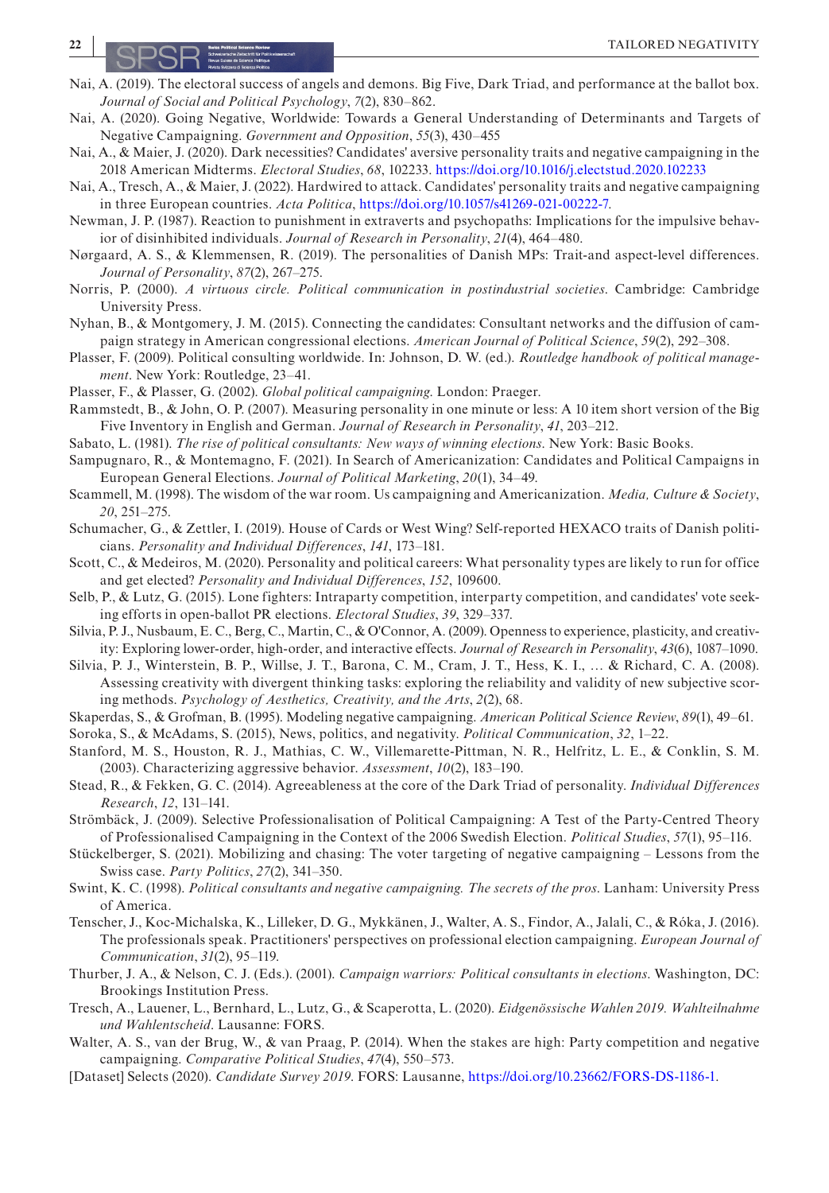Nai, A. (2019). The electoral success of angels and demons. Big Five, Dark Triad, and performance at the ballot box. *Journal of Social and Political Psychology*, *7*(2), 830–862.

Nai, A. (2020). Going Negative, Worldwide: Towards a General Understanding of Determinants and Targets of Negative Campaigning. *Government and Opposition*, *55*(3), 430–455

Nai, A., & Maier, J. (2020). Dark necessities? Candidates' aversive personality traits and negative campaigning in the 2018 American Midterms. *Electoral Studies*, *68*, 102233. https://doi.org/10.1016/j.electstud.2020.102233

Nai, A., Tresch, A., & Maier, J. (2022). Hardwired to attack. Candidates' personality traits and negative campaigning in three European countries. *Acta Politica*, https://doi.org/10.1057/s41269-021-00222-7.

Newman, J. P. (1987). Reaction to punishment in extraverts and psychopaths: Implications for the impulsive behavior of disinhibited individuals. *Journal of Research in Personality*, *21*(4), 464–480.

Nørgaard, A. S., & Klemmensen, R. (2019). The personalities of Danish MPs: Trait-and aspect-level differences. *Journal of Personality*, *87*(2), 267–275.

Norris, P. (2000). *A virtuous circle. Political communication in postindustrial societies*. Cambridge: Cambridge University Press.

Nyhan, B., & Montgomery, J. M. (2015). Connecting the candidates: Consultant networks and the diffusion of campaign strategy in American congressional elections. *American Journal of Political Science*, *59*(2), 292–308.

Plasser, F. (2009). Political consulting worldwide. In: Johnson, D. W. (ed.). *Routledge handbook of political management*. New York: Routledge, 23–41.

Plasser, F., & Plasser, G. (2002). *Global political campaigning*. London: Praeger.

Rammstedt, B., & John, O. P. (2007). Measuring personality in one minute or less: A 10 item short version of the Big Five Inventory in English and German. *Journal of Research in Personality*, *41*, 203–212.

Sabato, L. (1981). *The rise of political consultants: New ways of winning elections*. New York: Basic Books.

Sampugnaro, R., & Montemagno, F. (2021). In Search of Americanization: Candidates and Political Campaigns in European General Elections. *Journal of Political Marketing*, *20*(1), 34–49.

Scammell, M. (1998). The wisdom of the war room. Us campaigning and Americanization. *Media, Culture & Society*, *20*, 251–275.

Schumacher, G., & Zettler, I. (2019). House of Cards or West Wing? Self-reported HEXACO traits of Danish politicians. *Personality and Individual Differences*, *141*, 173–181.

Scott, C., & Medeiros, M. (2020). Personality and political careers: What personality types are likely to run for office and get elected? *Personality and Individual Differences*, *152*, 109600.

Selb, P., & Lutz, G. (2015). Lone fighters: Intraparty competition, interparty competition, and candidates' vote seeking efforts in open-ballot PR elections. *Electoral Studies*, *39*, 329–337.

Silvia, P. J., Nusbaum, E. C., Berg, C., Martin, C., & O'Connor, A. (2009). Openness to experience, plasticity, and creativity: Exploring lower-order, high-order, and interactive effects. *Journal of Research in Personality*, *43*(6), 1087–1090.

Silvia, P. J., Winterstein, B. P., Willse, J. T., Barona, C. M., Cram, J. T., Hess, K. I., … & Richard, C. A. (2008). Assessing creativity with divergent thinking tasks: exploring the reliability and validity of new subjective scoring methods. *Psychology of Aesthetics, Creativity, and the Arts*, *2*(2), 68.

Skaperdas, S., & Grofman, B. (1995). Modeling negative campaigning. *American Political Science Review*, *89*(1), 49–61.

Soroka, S., & McAdams, S. (2015), News, politics, and negativity. *Political Communication*, *32*, 1–22.

Stanford, M. S., Houston, R. J., Mathias, C. W., Villemarette-Pittman, N. R., Helfritz, L. E., & Conklin, S. M. (2003). Characterizing aggressive behavior. *Assessment*, *10*(2), 183–190.

Stead, R., & Fekken, G. C. (2014). Agreeableness at the core of the Dark Triad of personality. *Individual Differences Research*, *12*, 131–141.

Strömbäck, J. (2009). Selective Professionalisation of Political Campaigning: A Test of the Party-Centred Theory of Professionalised Campaigning in the Context of the 2006 Swedish Election. *Political Studies*, *57*(1), 95–116.

Stückelberger, S. (2021). Mobilizing and chasing: The voter targeting of negative campaigning – Lessons from the Swiss case. *Party Politics*, *27*(2), 341–350.

Swint, K. C. (1998). *Political consultants and negative campaigning. The secrets of the pros*. Lanham: University Press of America.

Tenscher, J., Koc-Michalska, K., Lilleker, D. G., Mykkänen, J., Walter, A. S., Findor, A., Jalali, C., & Róka, J. (2016). The professionals speak. Practitioners' perspectives on professional election campaigning. *European Journal of Communication*, *31*(2), 95–119.

Thurber, J. A., & Nelson, C. J. (Eds.). (2001). *Campaign warriors: Political consultants in elections*. Washington, DC: Brookings Institution Press.

Tresch, A., Lauener, L., Bernhard, L., Lutz, G., & Scaperotta, L. (2020). *Eidgenössische Wahlen 2019. Wahlteilnahme und Wahlentscheid*. Lausanne: FORS.

Walter, A. S., van der Brug, W., & van Praag, P. (2014). When the stakes are high: Party competition and negative campaigning. *Comparative Political Studies*, *47*(4), 550–573.

[Dataset] Selects (2020). *Candidate Survey 2019*. FORS: Lausanne, https://doi.org/10.23662/FORS-DS-1186-1.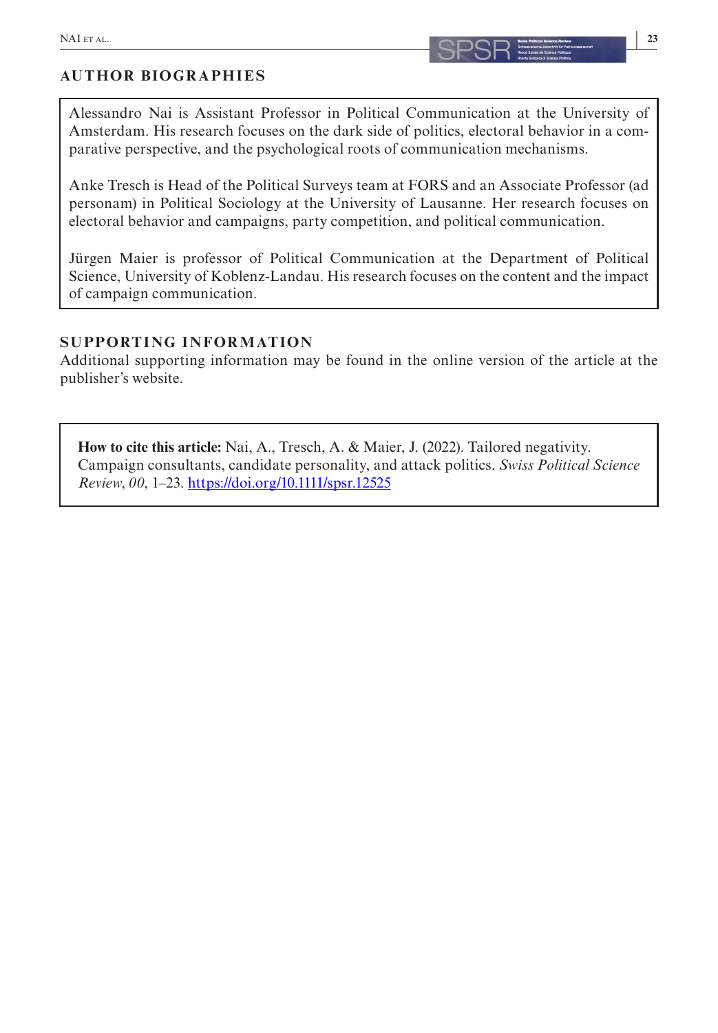## AUTHOR BIOGRAPHIES

Alessandro Nai is Assistant Professor in Political Communication at the University of Amsterdam. His research focuses on the dark side of politics, electoral behavior in a comparative perspective, and the psychological roots of communication mechanisms.

Anke Tresch is Head of the Political Surveys team at FORS and an Associate Professor (ad personam) in Political Sociology at the University of Lausanne. Her research focuses on electoral behavior and campaigns, party competition, and political communication.

Jürgen Maier is professor of Political Communication at the Department of Political Science, University of Koblenz-Landau. His research focuses on the content and the impact of campaign communication.

## SUPPORTING INFORMATION

Additional supporting information may be found in the online version of the article at the publisher's website.

**How to cite this article:** Nai, A., Tresch, A. & Maier, J. (2022). Tailored negativity. Campaign consultants, candidate personality, and attack politics. *Swiss Political Science Review*, *00*, 1–23. https://doi.org/10.1111/spsr.12525